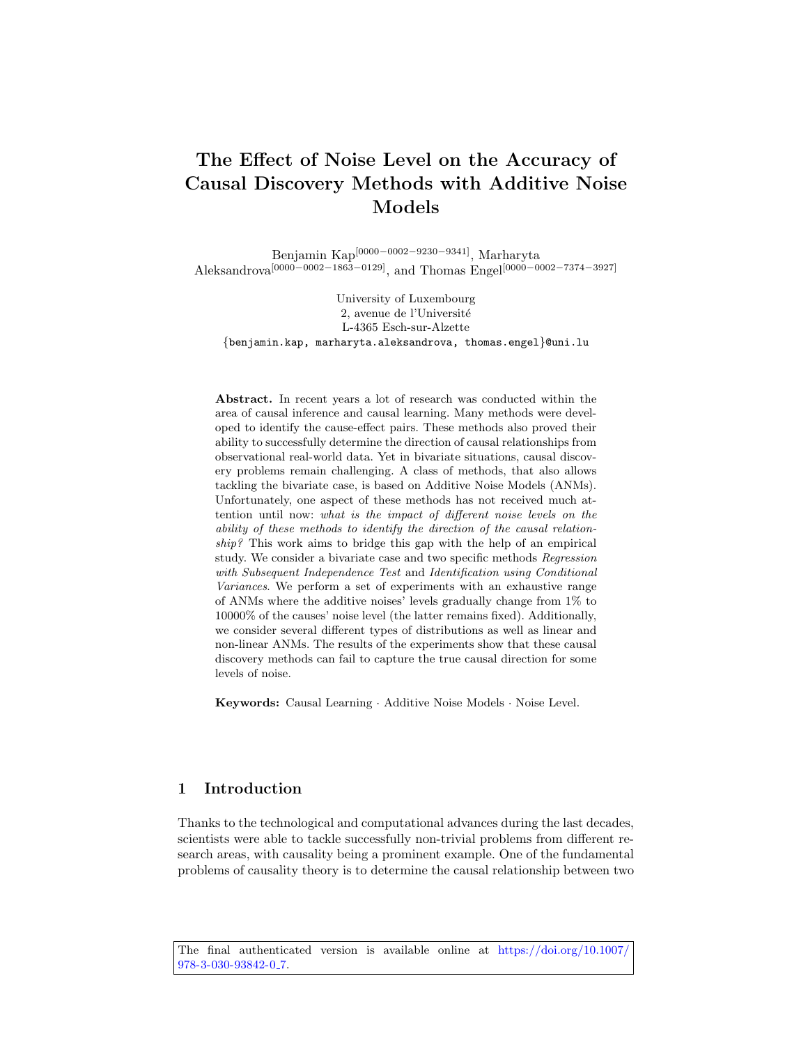# The Effect of Noise Level on the Accuracy of Causal Discovery Methods with Additive Noise Models

Benjamin Kap[0000−0002−9230−9341], Marharyta Aleksandrova[0000−0002−1863−0129], and Thomas Engel[0000−0002−7374−3927]

University of Luxembourg
2, avenue de l'Université
L-4365 Esch-sur-Alzette
{benjamin.kap, marharyta.aleksandrova, thomas.engel}@uni.lu

**Abstract.** In recent years a lot of research was conducted within the area of causal inference and causal learning. Many methods were developed to identify the cause-effect pairs. These methods also proved their ability to successfully determine the direction of causal relationships from observational real-world data. Yet in bivariate situations, causal discovery problems remain challenging. A class of methods, that also allows tackling the bivariate case, is based on Additive Noise Models (ANMs). Unfortunately, one aspect of these methods has not received much attention until now: *what is the impact of different noise levels on the ability of these methods to identify the direction of the causal relationship?* This work aims to bridge this gap with the help of an empirical study. We consider a bivariate case and two specific methods *Regression with Subsequent Independence Test* and *Identification using Conditional Variances*. We perform a set of experiments with an exhaustive range of ANMs where the additive noises' levels gradually change from 1% to 10000% of the causes' noise level (the latter remains fixed). Additionally, we consider several different types of distributions as well as linear and non-linear ANMs. The results of the experiments show that these causal discovery methods can fail to capture the true causal direction for some levels of noise.

**Keywords:** Causal Learning · Additive Noise Models · Noise Level.

## 1 Introduction

Thanks to the technological and computational advances during the last decades, scientists were able to tackle successfully non-trivial problems from different research areas, with causality being a prominent example. One of the fundamental problems of causality theory is to determine the causal relationship between two

The final authenticated version is available online at https://doi.org/10.1007/978-3-030-93842-0_7.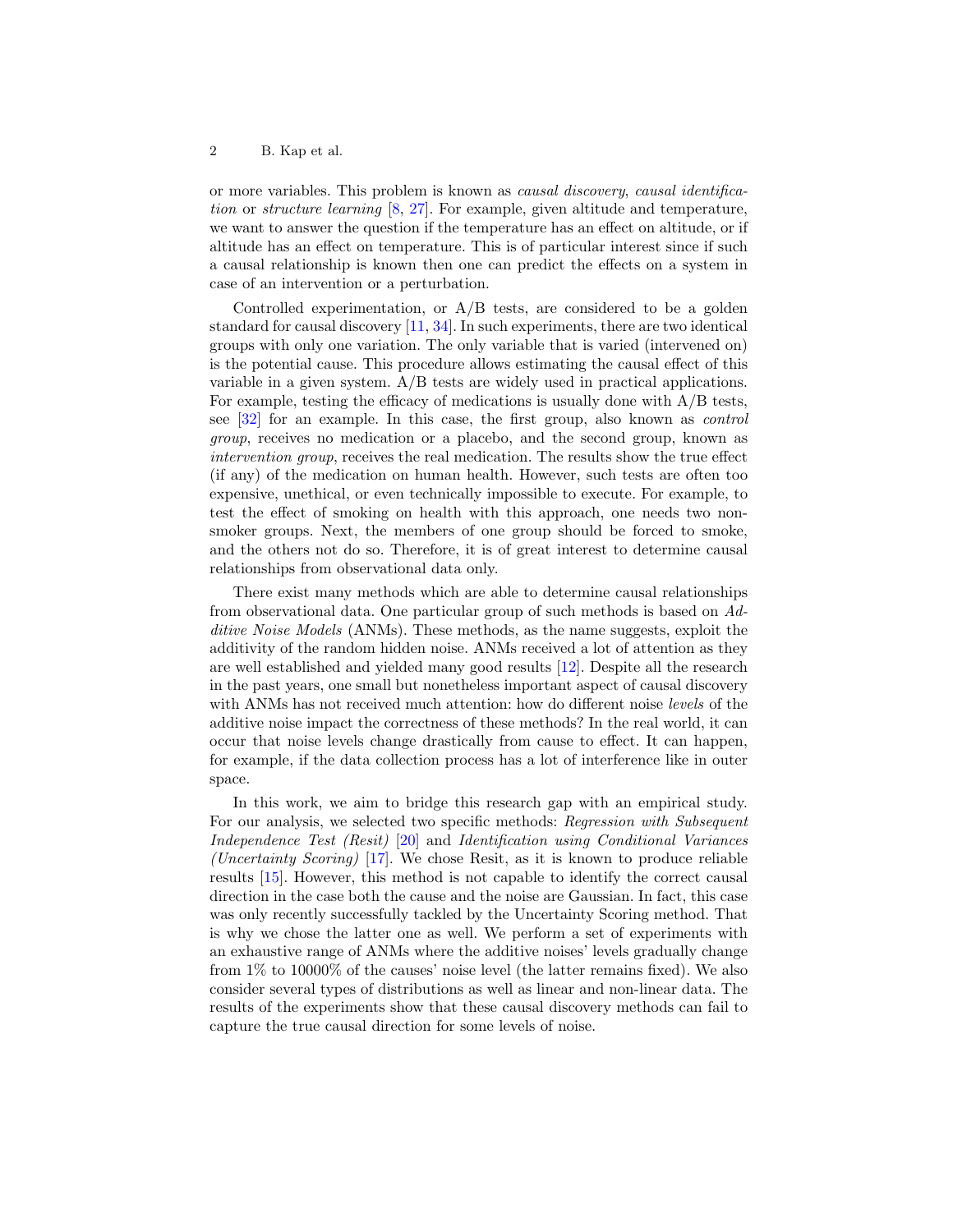or more variables. This problem is known as *causal discovery*, *causal identification* or *structure learning* [8, 27]. For example, given altitude and temperature, we want to answer the question if the temperature has an effect on altitude, or if altitude has an effect on temperature. This is of particular interest since if such a causal relationship is known then one can predict the effects on a system in case of an intervention or a perturbation.

Controlled experimentation, or A/B tests, are considered to be a golden standard for causal discovery [11, 34]. In such experiments, there are two identical groups with only one variation. The only variable that is varied (intervened on) is the potential cause. This procedure allows estimating the causal effect of this variable in a given system. A/B tests are widely used in practical applications. For example, testing the efficacy of medications is usually done with A/B tests, see [32] for an example. In this case, the first group, also known as *control group*, receives no medication or a placebo, and the second group, known as *intervention group*, receives the real medication. The results show the true effect (if any) of the medication on human health. However, such tests are often too expensive, unethical, or even technically impossible to execute. For example, to test the effect of smoking on health with this approach, one needs two non-smoker groups. Next, the members of one group should be forced to smoke, and the others not do so. Therefore, it is of great interest to determine causal relationships from observational data only.

There exist many methods which are able to determine causal relationships from observational data. One particular group of such methods is based on *Additive Noise Models* (ANMs). These methods, as the name suggests, exploit the additivity of the random hidden noise. ANMs received a lot of attention as they are well established and yielded many good results [12]. Despite all the research in the past years, one small but nonetheless important aspect of causal discovery with ANMs has not received much attention: how do different noise *levels* of the additive noise impact the correctness of these methods? In the real world, it can occur that noise levels change drastically from cause to effect. It can happen, for example, if the data collection process has a lot of interference like in outer space.

In this work, we aim to bridge this research gap with an empirical study. For our analysis, we selected two specific methods: *Regression with Subsequent Independence Test (Resit)* [20] and *Identification using Conditional Variances (Uncertainty Scoring)* [17]. We chose Resit, as it is known to produce reliable results [15]. However, this method is not capable to identify the correct causal direction in the case both the cause and the noise are Gaussian. In fact, this case was only recently successfully tackled by the Uncertainty Scoring method. That is why we chose the latter one as well. We perform a set of experiments with an exhaustive range of ANMs where the additive noises' levels gradually change from 1% to 10000% of the causes' noise level (the latter remains fixed). We also consider several types of distributions as well as linear and non-linear data. The results of the experiments show that these causal discovery methods can fail to capture the true causal direction for some levels of noise.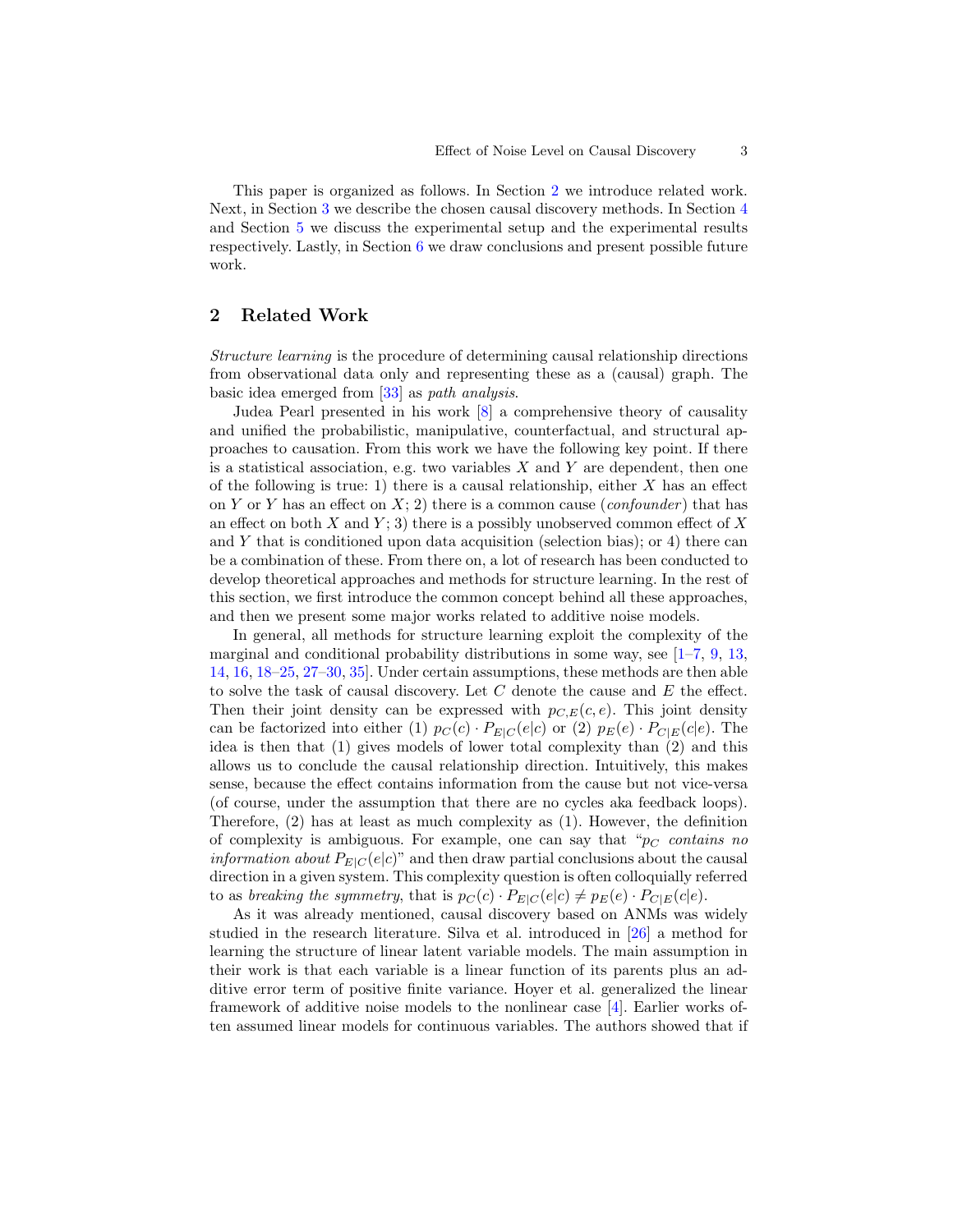This paper is organized as follows. In Section 2 we introduce related work. Next, in Section 3 we describe the chosen causal discovery methods. In Section 4 and Section 5 we discuss the experimental setup and the experimental results respectively. Lastly, in Section 6 we draw conclusions and present possible future work.

## 2 Related Work

*Structure learning* is the procedure of determining causal relationship directions from observational data only and representing these as a (causal) graph. The basic idea emerged from [33] as *path analysis*.

Judea Pearl presented in his work [8] a comprehensive theory of causality and unified the probabilistic, manipulative, counterfactual, and structural approaches to causation. From this work we have the following key point. If there is a statistical association, e.g. two variables $X$ and $Y$ are dependent, then one of the following is true: 1) there is a causal relationship, either $X$ has an effect on $Y$ or $Y$ has an effect on $X$; 2) there is a common cause (*confounder*) that has an effect on both $X$ and $Y$; 3) there is a possibly unobserved common effect of $X$ and $Y$ that is conditioned upon data acquisition (selection bias); or 4) there can be a combination of these. From there on, a lot of research has been conducted to develop theoretical approaches and methods for structure learning. In the rest of this section, we first introduce the common concept behind all these approaches, and then we present some major works related to additive noise models.

In general, all methods for structure learning exploit the complexity of the marginal and conditional probability distributions in some way, see [1–7, 9, 13, 14, 16, 18–25, 27–30, 35]. Under certain assumptions, these methods are then able to solve the task of causal discovery. Let $C$ denote the cause and $E$ the effect. Then their joint density can be expressed with $p_{C,E}(c, e)$. This joint density can be factorized into either (1) $p_C(c) \cdot P_{E|C}(e|c)$ or (2) $p_E(e) \cdot P_{C|E}(c|e)$. The idea is then that (1) gives models of lower total complexity than (2) and this allows us to conclude the causal relationship direction. Intuitively, this makes sense, because the effect contains information from the cause but not vice-versa (of course, under the assumption that there are no cycles aka feedback loops). Therefore, (2) has at least as much complexity as (1). However, the definition of complexity is ambiguous. For example, one can say that "*$p_C$ contains no information about $P_{E|C}(e|c)$*" and then draw partial conclusions about the causal direction in a given system. This complexity question is often colloquially referred to as *breaking the symmetry*, that is $p_C(c) \cdot P_{E|C}(e|c) \neq p_E(e) \cdot P_{C|E}(c|e)$.

As it was already mentioned, causal discovery based on ANMs was widely studied in the research literature. Silva et al. introduced in [26] a method for learning the structure of linear latent variable models. The main assumption in their work is that each variable is a linear function of its parents plus an additive error term of positive finite variance. Hoyer et al. generalized the linear framework of additive noise models to the nonlinear case [4]. Earlier works often assumed linear models for continuous variables. The authors showed that if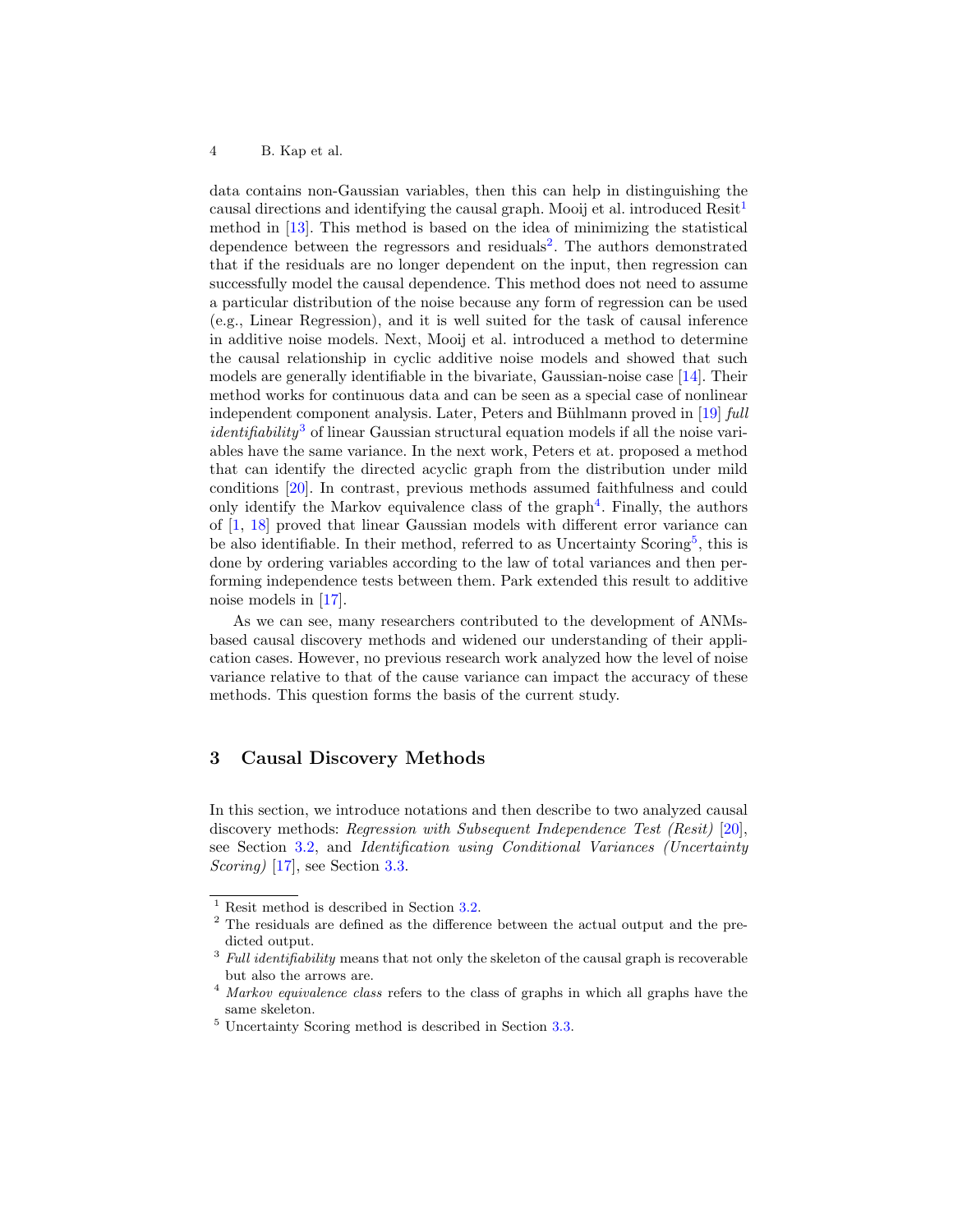data contains non-Gaussian variables, then this can help in distinguishing the causal directions and identifying the causal graph. Mooij et al. introduced Resit[1] method in [13]. This method is based on the idea of minimizing the statistical dependence between the regressors and residuals[2]. The authors demonstrated that if the residuals are no longer dependent on the input, then regression can successfully model the causal dependence. This method does not need to assume a particular distribution of the noise because any form of regression can be used (e.g., Linear Regression), and it is well suited for the task of causal inference in additive noise models. Next, Mooij et al. introduced a method to determine the causal relationship in cyclic additive noise models and showed that such models are generally identifiable in the bivariate, Gaussian-noise case [14]. Their method works for continuous data and can be seen as a special case of nonlinear independent component analysis. Later, Peters and Bühlmann proved in [19] *full identifiability*[3] of linear Gaussian structural equation models if all the noise variables have the same variance. In the next work, Peters et at. proposed a method that can identify the directed acyclic graph from the distribution under mild conditions [20]. In contrast, previous methods assumed faithfulness and could only identify the Markov equivalence class of the graph[4]. Finally, the authors of [1, 18] proved that linear Gaussian models with different error variance can be also identifiable. In their method, referred to as Uncertainty Scoring[5], this is done by ordering variables according to the law of total variances and then performing independence tests between them. Park extended this result to additive noise models in [17].

As we can see, many researchers contributed to the development of ANMs-based causal discovery methods and widened our understanding of their application cases. However, no previous research work analyzed how the level of noise variance relative to that of the cause variance can impact the accuracy of these methods. This question forms the basis of the current study.

## 3 Causal Discovery Methods

In this section, we introduce notations and then describe to two analyzed causal discovery methods: *Regression with Subsequent Independence Test (Resit)* [20], see Section 3.2, and *Identification using Conditional Variances (Uncertainty Scoring)* [17], see Section 3.3.

---

[1] Resit method is described in Section 3.2.

[2] The residuals are defined as the difference between the actual output and the predicted output.

[3] *Full identifiability* means that not only the skeleton of the causal graph is recoverable but also the arrows are.

[4] *Markov equivalence class* refers to the class of graphs in which all graphs have the same skeleton.

[5] Uncertainty Scoring method is described in Section 3.3.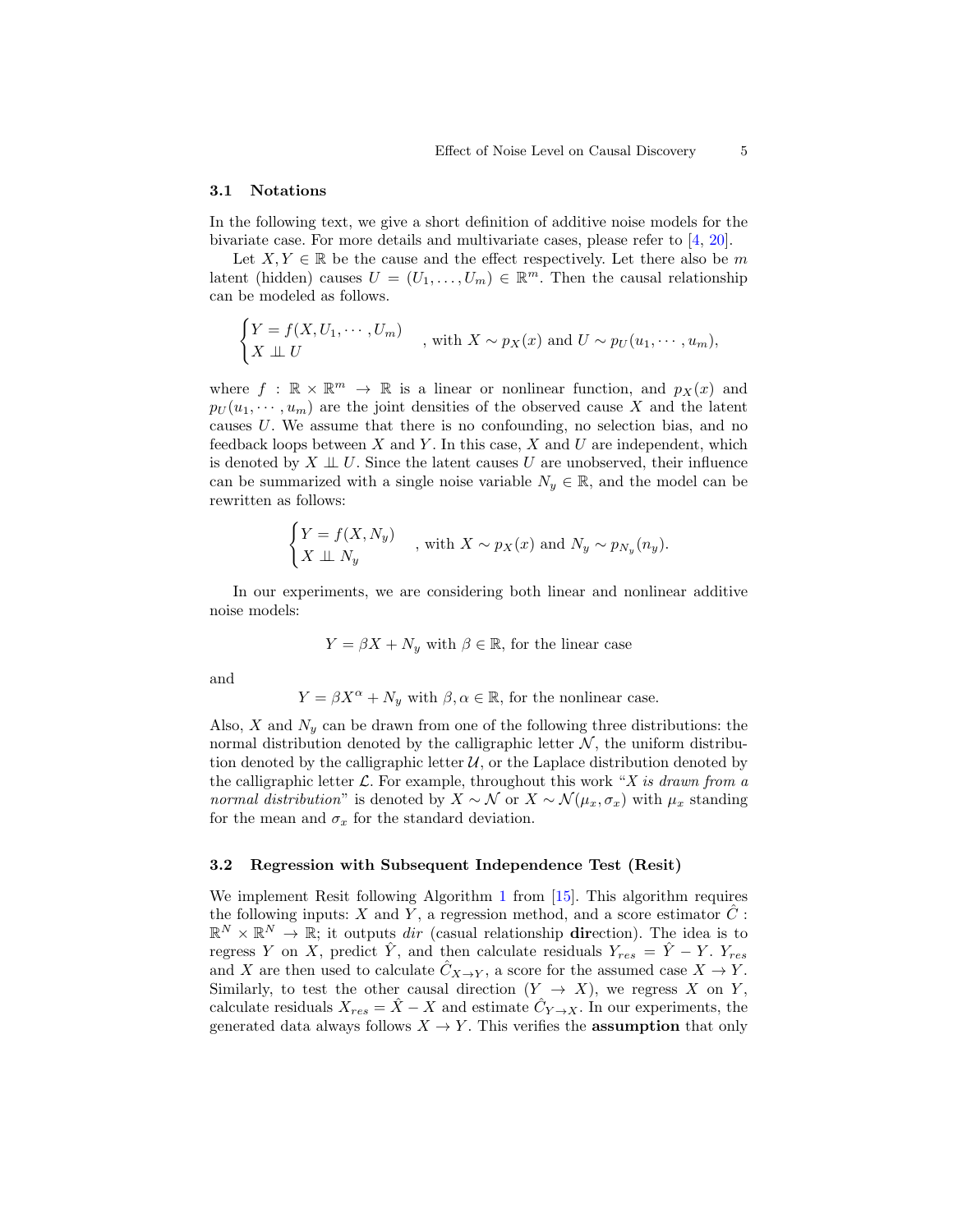### 3.1 Notations

In the following text, we give a short definition of additive noise models for the bivariate case. For more details and multivariate cases, please refer to [4, 20].

Let $X, Y \in \mathbb{R}$ be the cause and the effect respectively. Let there also be $m$ latent (hidden) causes $U = (U_1, \ldots, U_m) \in \mathbb{R}^m$. Then the causal relationship can be modeled as follows.

$$\begin{cases} Y = f(X, U_1, \cdots, U_m) \\ X \perp\!\!\!\perp U \end{cases}, \text{ with } X \sim p_X(x) \text{ and } U \sim p_U(u_1, \cdots, u_m),$$

where $f : \mathbb{R} \times \mathbb{R}^m \to \mathbb{R}$ is a linear or nonlinear function, and $p_X(x)$ and $p_U(u_1, \cdots, u_m)$ are the joint densities of the observed cause $X$ and the latent causes $U$. We assume that there is no confounding, no selection bias, and no feedback loops between $X$ and $Y$. In this case, $X$ and $U$ are independent, which is denoted by $X \perp\!\!\!\perp U$. Since the latent causes $U$ are unobserved, their influence can be summarized with a single noise variable $N_y \in \mathbb{R}$, and the model can be rewritten as follows:

$$\begin{cases} Y = f(X, N_y) \\ X \perp\!\!\!\perp N_y \end{cases}, \text{ with } X \sim p_X(x) \text{ and } N_y \sim p_{N_y}(n_y).$$

In our experiments, we are considering both linear and nonlinear additive noise models:

$$Y = \beta X + N_y \text{ with } \beta \in \mathbb{R}, \text{ for the linear case}$$

and

$$Y = \beta X^\alpha + N_y \text{ with } \beta, \alpha \in \mathbb{R}, \text{ for the nonlinear case.}$$

Also, $X$ and $N_y$ can be drawn from one of the following three distributions: the normal distribution denoted by the calligraphic letter $\mathcal{N}$, the uniform distribution denoted by the calligraphic letter $\mathcal{U}$, or the Laplace distribution denoted by the calligraphic letter $\mathcal{L}$. For example, throughout this work "*X is drawn from a normal distribution*" is denoted by $X \sim \mathcal{N}$ or $X \sim \mathcal{N}(\mu_x, \sigma_x)$ with $\mu_x$ standing for the mean and $\sigma_x$ for the standard deviation.

### 3.2 Regression with Subsequent Independence Test (Resit)

We implement Resit following Algorithm 1 from [15]. This algorithm requires the following inputs: $X$ and $Y$, a regression method, and a score estimator $\hat{C} : \mathbb{R}^N \times \mathbb{R}^N \to \mathbb{R}$; it outputs *dir* (casual relationship **dir**ection). The idea is to regress $Y$ on $X$, predict $\hat{Y}$, and then calculate residuals $Y_{res} = \hat{Y} - Y$. $Y_{res}$ and $X$ are then used to calculate $\hat{C}_{X \to Y}$, a score for the assumed case $X \to Y$. Similarly, to test the other causal direction $(Y \to X)$, we regress $X$ on $Y$, calculate residuals $X_{res} = \hat{X} - X$ and estimate $\hat{C}_{Y \to X}$. In our experiments, the generated data always follows $X \to Y$. This verifies the **assumption** that only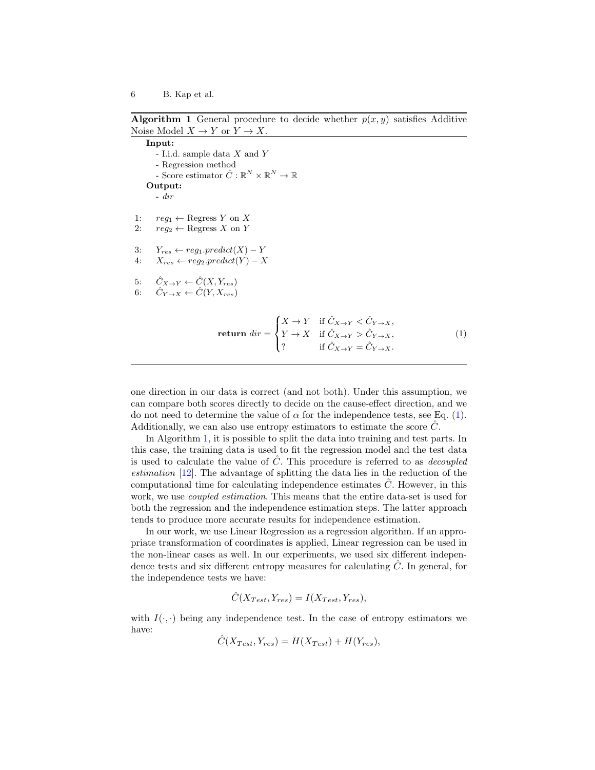**Algorithm 1** General procedure to decide whether $p(x, y)$ satisfies Additive Noise Model $X \to Y$ or $Y \to X$.

**Input:**
- I.i.d. sample data $X$ and $Y$
- Regression method
- Score estimator $\hat{C} : \mathbb{R}^N \times \mathbb{R}^N \to \mathbb{R}$

**Output:**
- $dir$

1: $reg_1 \leftarrow$ Regress $Y$ on $X$
2: $reg_2 \leftarrow$ Regress $X$ on $Y$

3: $Y_{res} \leftarrow reg_1.predict(X) - Y$
4: $X_{res} \leftarrow reg_2.predict(Y) - X$

5: $\hat{C}_{X \to Y} \leftarrow \hat{C}(X, Y_{res})$
6: $\hat{C}_{Y \to X} \leftarrow \hat{C}(Y, X_{res})$

$$\textbf{return } dir = \begin{cases} X \to Y & \text{if } \hat{C}_{X \to Y} < \hat{C}_{Y \to X}, \\ Y \to X & \text{if } \hat{C}_{X \to Y} > \hat{C}_{Y \to X}, \\ ? & \text{if } \hat{C}_{X \to Y} = \hat{C}_{Y \to X}. \end{cases} \tag{1}$$

one direction in our data is correct (and not both). Under this assumption, we can compare both scores directly to decide on the cause-effect direction, and we do not need to determine the value of $\alpha$ for the independence tests, see Eq. (1). Additionally, we can also use entropy estimators to estimate the score $\hat{C}$.

In Algorithm 1, it is possible to split the data into training and test parts. In this case, the training data is used to fit the regression model and the test data is used to calculate the value of $\hat{C}$. This procedure is referred to as *decoupled estimation* [12]. The advantage of splitting the data lies in the reduction of the computational time for calculating independence estimates $\hat{C}$. However, in this work, we use *coupled estimation*. This means that the entire data-set is used for both the regression and the independence estimation steps. The latter approach tends to produce more accurate results for independence estimation.

In our work, we use Linear Regression as a regression algorithm. If an appropriate transformation of coordinates is applied, Linear regression can be used in the non-linear cases as well. In our experiments, we used six different independence tests and six different entropy measures for calculating $\hat{C}$. In general, for the independence tests we have:

$$\hat{C}(X_{Test}, Y_{res}) = I(X_{Test}, Y_{res}),$$

with $I(\cdot, \cdot)$ being any independence test. In the case of entropy estimators we have:

$$\hat{C}(X_{Test}, Y_{res}) = H(X_{Test}) + H(Y_{res}),$$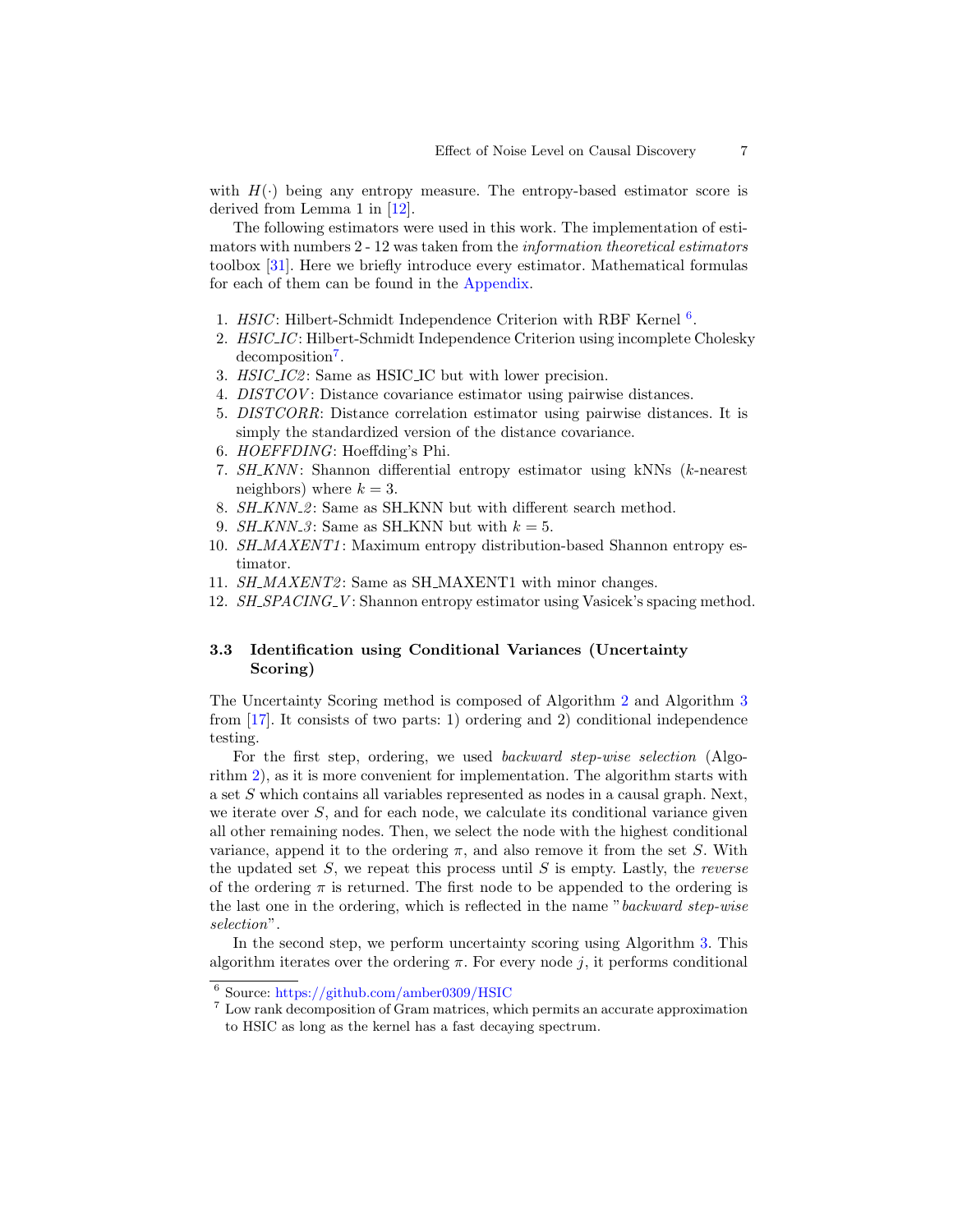with $H(\cdot)$ being any entropy measure. The entropy-based estimator score is derived from Lemma 1 in [12].

The following estimators were used in this work. The implementation of estimators with numbers 2 - 12 was taken from the *information theoretical estimators* toolbox [31]. Here we briefly introduce every estimator. Mathematical formulas for each of them can be found in the Appendix.

1. *HSIC*: Hilbert-Schmidt Independence Criterion with RBF Kernel [6].
2. *HSIC_IC*: Hilbert-Schmidt Independence Criterion using incomplete Cholesky decomposition[7].
3. *HSIC_IC2*: Same as HSIC_IC but with lower precision.
4. *DISTCOV*: Distance covariance estimator using pairwise distances.
5. *DISTCORR*: Distance correlation estimator using pairwise distances. It is simply the standardized version of the distance covariance.
6. *HOEFFDING*: Hoeffding's Phi.
7. *SH_KNN*: Shannon differential entropy estimator using kNNs ($k$-nearest neighbors) where $k = 3$.
8. *SH_KNN_2*: Same as SH_KNN but with different search method.
9. *SH_KNN_3*: Same as SH_KNN but with $k = 5$.
10. *SH_MAXENT1*: Maximum entropy distribution-based Shannon entropy estimator.
11. *SH_MAXENT2*: Same as SH_MAXENT1 with minor changes.
12. *SH_SPACING_V*: Shannon entropy estimator using Vasicek's spacing method.

### 3.3 Identification using Conditional Variances (Uncertainty Scoring)

The Uncertainty Scoring method is composed of Algorithm 2 and Algorithm 3 from [17]. It consists of two parts: 1) ordering and 2) conditional independence testing.

For the first step, ordering, we used *backward step-wise selection* (Algorithm 2), as it is more convenient for implementation. The algorithm starts with a set $S$ which contains all variables represented as nodes in a causal graph. Next, we iterate over $S$, and for each node, we calculate its conditional variance given all other remaining nodes. Then, we select the node with the highest conditional variance, append it to the ordering $\pi$, and also remove it from the set $S$. With the updated set $S$, we repeat this process until $S$ is empty. Lastly, the *reverse* of the ordering $\pi$ is returned. The first node to be appended to the ordering is the last one in the ordering, which is reflected in the name "*backward step-wise selection*".

In the second step, we perform uncertainty scoring using Algorithm 3. This algorithm iterates over the ordering $\pi$. For every node $j$, it performs conditional

[6] Source: https://github.com/amber0309/HSIC

[7] Low rank decomposition of Gram matrices, which permits an accurate approximation to HSIC as long as the kernel has a fast decaying spectrum.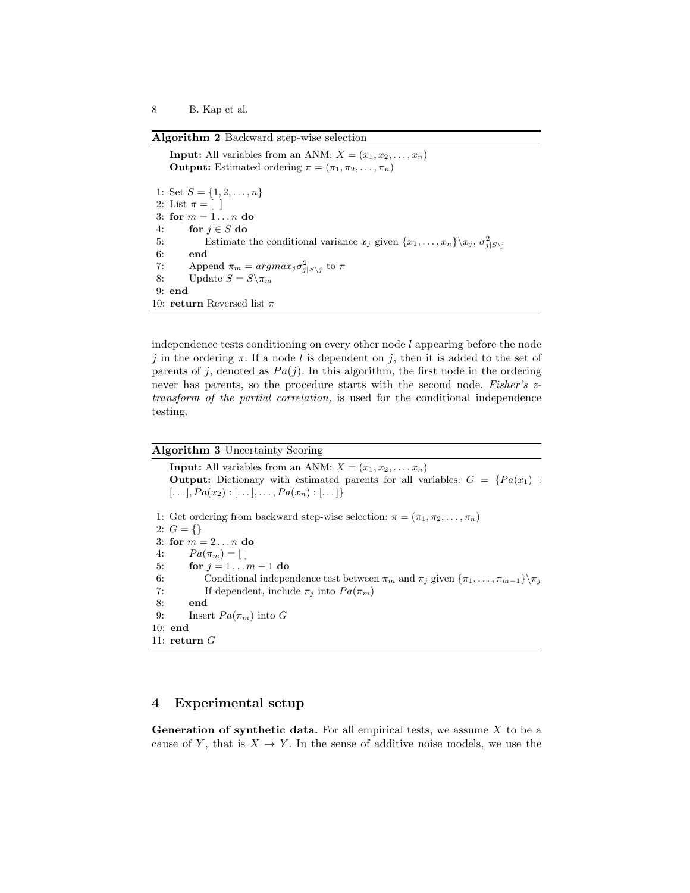**Algorithm 2** Backward step-wise selection

**Input:** All variables from an ANM: $X = (x_1, x_2, \dots, x_n)$
**Output:** Estimated ordering $\pi = (\pi_1, \pi_2, \dots, \pi_n)$

```
1: Set S = {1, 2, ..., n}
2: List π = [ ]
3: for m = 1 ... n do
4:     for j ∈ S do
5:         Estimate the conditional variance x_j given {x_1, ..., x_n}\x_j, σ²_{j|S\j}
6:     end
7:     Append π_m = argmax_j σ²_{j|S\j} to π
8:     Update S = S\π_m
9: end
10: return Reversed list π
```

independence tests conditioning on every other node $l$ appearing before the node $j$ in the ordering $\pi$. If a node $l$ is dependent on $j$, then it is added to the set of parents of $j$, denoted as $Pa(j)$. In this algorithm, the first node in the ordering never has parents, so the procedure starts with the second node. *Fisher's z-transform of the partial correlation,* is used for the conditional independence testing.

**Algorithm 3** Uncertainty Scoring

**Input:** All variables from an ANM: $X = (x_1, x_2, \dots, x_n)$
**Output:** Dictionary with estimated parents for all variables: $G = \{Pa(x_1) : [\dots], Pa(x_2) : [\dots], \dots, Pa(x_n) : [\dots]\}$

```
1: Get ordering from backward step-wise selection: π = (π_1, π_2, ..., π_n)
2: G = {}
3: for m = 2 ... n do
4:     Pa(π_m) = [ ]
5:     for j = 1 ... m − 1 do
6:         Conditional independence test between π_m and π_j given {π_1, ..., π_{m−1}}\π_j
7:         If dependent, include π_j into Pa(π_m)
8:     end
9:     Insert Pa(π_m) into G
10: end
11: return G
```

## 4 Experimental setup

**Generation of synthetic data.** For all empirical tests, we assume $X$ to be a cause of $Y$, that is $X \to Y$. In the sense of additive noise models, we use the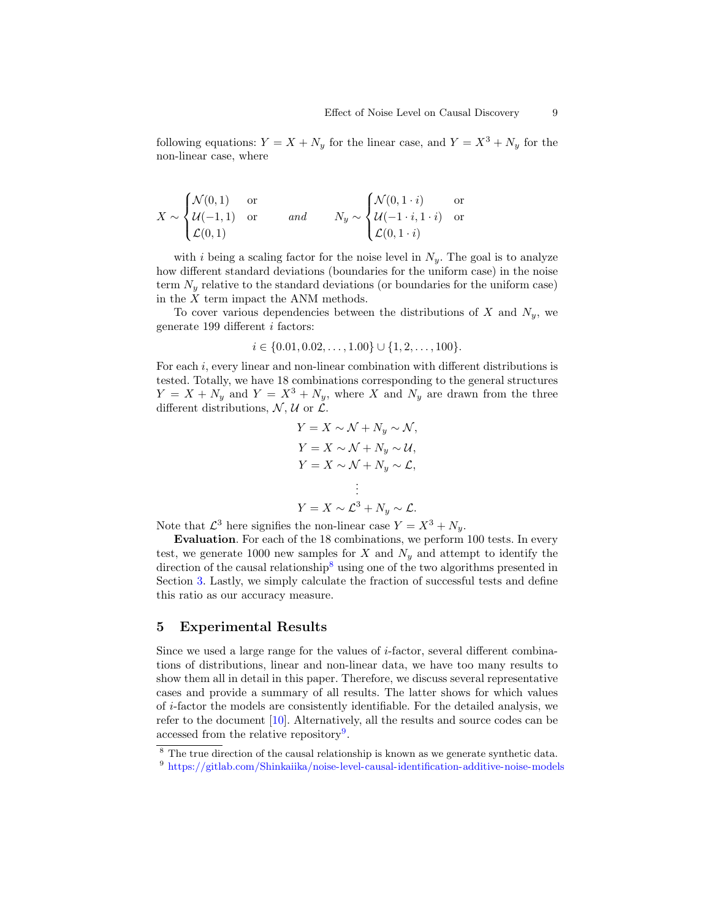following equations: $Y = X + N_y$ for the linear case, and $Y = X^3 + N_y$ for the non-linear case, where

$$X \sim \begin{cases} \mathcal{N}(0,1) & \text{or} \\ \mathcal{U}(-1,1) & \text{or} \\ \mathcal{L}(0,1) \end{cases} \qquad \textit{and} \qquad N_y \sim \begin{cases} \mathcal{N}(0, 1\cdot i) & \text{or} \\ \mathcal{U}(-1\cdot i, 1\cdot i) & \text{or} \\ \mathcal{L}(0, 1\cdot i) \end{cases}$$

with $i$ being a scaling factor for the noise level in $N_y$. The goal is to analyze how different standard deviations (boundaries for the uniform case) in the noise term $N_y$ relative to the standard deviations (or boundaries for the uniform case) in the $X$ term impact the ANM methods.

To cover various dependencies between the distributions of $X$ and $N_y$, we generate 199 different $i$ factors:

$$i \in \{0.01, 0.02, \ldots, 1.00\} \cup \{1, 2, \ldots, 100\}.$$

For each $i$, every linear and non-linear combination with different distributions is tested. Totally, we have 18 combinations corresponding to the general structures $Y = X + N_y$ and $Y = X^3 + N_y$, where $X$ and $N_y$ are drawn from the three different distributions, $\mathcal{N}, \mathcal{U}$ or $\mathcal{L}$.

$$\begin{gathered} Y = X \sim \mathcal{N} + N_y \sim \mathcal{N}, \\ Y = X \sim \mathcal{N} + N_y \sim \mathcal{U}, \\ Y = X \sim \mathcal{N} + N_y \sim \mathcal{L}, \\ \vdots \\ Y = X \sim \mathcal{L}^3 + N_y \sim \mathcal{L}. \end{gathered}$$

Note that $\mathcal{L}^3$ here signifies the non-linear case $Y = X^3 + N_y$.

**Evaluation**. For each of the 18 combinations, we perform 100 tests. In every test, we generate 1000 new samples for $X$ and $N_y$ and attempt to identify the direction of the causal relationship[8] using one of the two algorithms presented in Section 3. Lastly, we simply calculate the fraction of successful tests and define this ratio as our accuracy measure.

## 5 Experimental Results

Since we used a large range for the values of $i$-factor, several different combinations of distributions, linear and non-linear data, we have too many results to show them all in detail in this paper. Therefore, we discuss several representative cases and provide a summary of all results. The latter shows for which values of $i$-factor the models are consistently identifiable. For the detailed analysis, we refer to the document [10]. Alternatively, all the results and source codes can be accessed from the relative repository[9].

[8] The true direction of the causal relationship is known as we generate synthetic data.

[9] https://gitlab.com/Shinkaiika/noise-level-causal-identification-additive-noise-models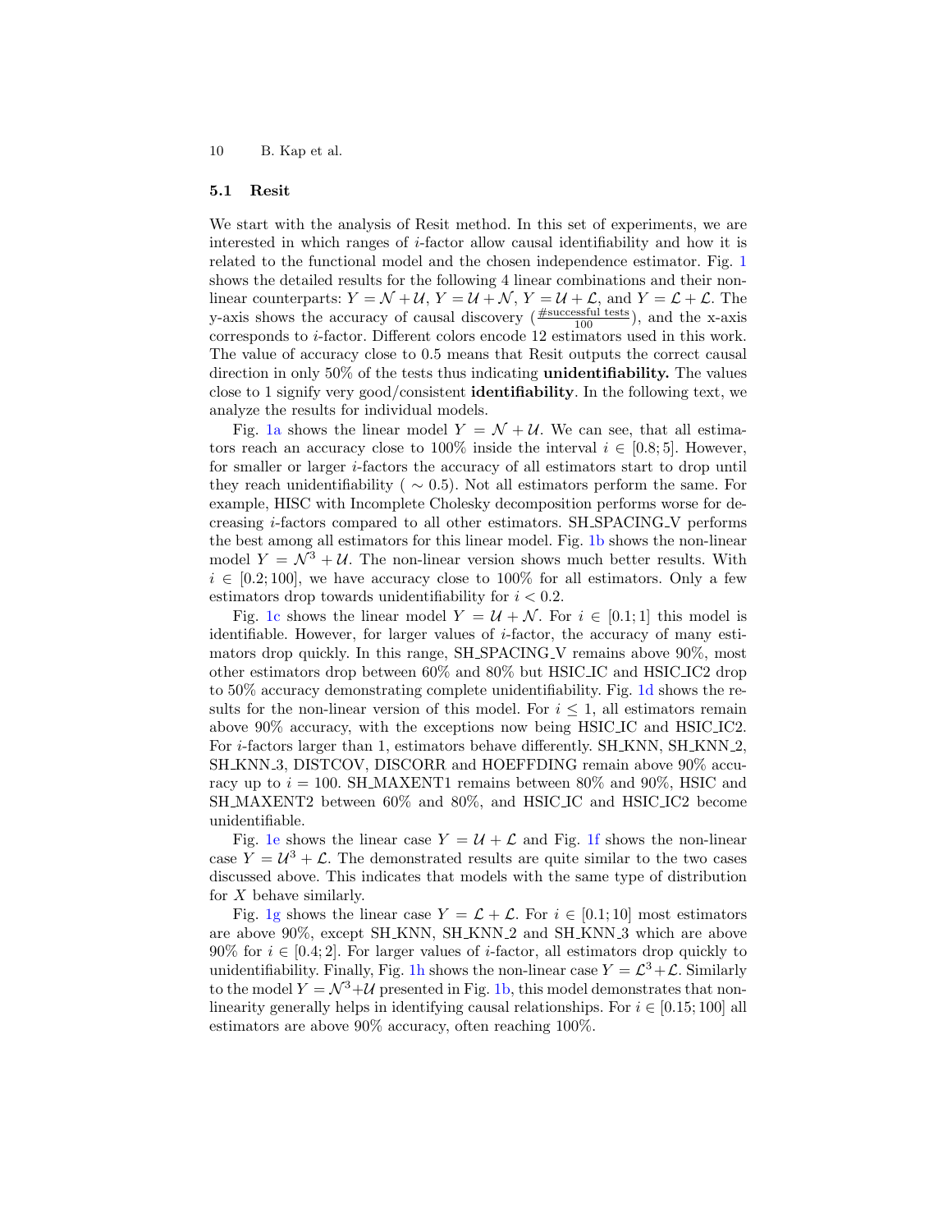### 5.1 Resit

We start with the analysis of Resit method. In this set of experiments, we are interested in which ranges of $i$-factor allow causal identifiability and how it is related to the functional model and the chosen independence estimator. Fig. 1 shows the detailed results for the following 4 linear combinations and their non-linear counterparts: $Y = \mathcal{N} + \mathcal{U}$, $Y = \mathcal{U} + \mathcal{N}$, $Y = \mathcal{U} + \mathcal{L}$, and $Y = \mathcal{L} + \mathcal{L}$. The y-axis shows the accuracy of causal discovery ($\frac{\#\text{successful tests}}{100}$), and the x-axis corresponds to $i$-factor. Different colors encode 12 estimators used in this work. The value of accuracy close to 0.5 means that Resit outputs the correct causal direction in only 50% of the tests thus indicating **unidentifiability.** The values close to 1 signify very good/consistent **identifiability**. In the following text, we analyze the results for individual models.

Fig. 1a shows the linear model $Y = \mathcal{N} + \mathcal{U}$. We can see, that all estimators reach an accuracy close to 100% inside the interval $i \in [0.8; 5]$. However, for smaller or larger $i$-factors the accuracy of all estimators start to drop until they reach unidentifiability ( $\sim 0.5$). Not all estimators perform the same. For example, HISC with Incomplete Cholesky decomposition performs worse for decreasing $i$-factors compared to all other estimators. SH_SPACING_V performs the best among all estimators for this linear model. Fig. 1b shows the non-linear model $Y = \mathcal{N}^3 + \mathcal{U}$. The non-linear version shows much better results. With $i \in [0.2; 100]$, we have accuracy close to 100% for all estimators. Only a few estimators drop towards unidentifiability for $i < 0.2$.

Fig. 1c shows the linear model $Y = \mathcal{U} + \mathcal{N}$. For $i \in [0.1; 1]$ this model is identifiable. However, for larger values of $i$-factor, the accuracy of many estimators drop quickly. In this range, SH_SPACING_V remains above 90%, most other estimators drop between 60% and 80% but HSIC_IC and HSIC_IC2 drop to 50% accuracy demonstrating complete unidentifiability. Fig. 1d shows the results for the non-linear version of this model. For $i \leq 1$, all estimators remain above 90% accuracy, with the exceptions now being HSIC_IC and HSIC_IC2. For $i$-factors larger than 1, estimators behave differently. SH_KNN, SH_KNN_2, SH_KNN_3, DISTCOV, DISCORR and HOEFFDING remain above 90% accuracy up to $i = 100$. SH_MAXENT1 remains between 80% and 90%, HSIC and SH_MAXENT2 between 60% and 80%, and HSIC_IC and HSIC_IC2 become unidentifiable.

Fig. 1e shows the linear case $Y = \mathcal{U} + \mathcal{L}$ and Fig. 1f shows the non-linear case $Y = \mathcal{U}^3 + \mathcal{L}$. The demonstrated results are quite similar to the two cases discussed above. This indicates that models with the same type of distribution for $X$ behave similarly.

Fig. 1g shows the linear case $Y = \mathcal{L} + \mathcal{L}$. For $i \in [0.1; 10]$ most estimators are above 90%, except SH_KNN, SH_KNN_2 and SH_KNN_3 which are above 90% for $i \in [0.4; 2]$. For larger values of $i$-factor, all estimators drop quickly to unidentifiability. Finally, Fig. 1h shows the non-linear case $Y = \mathcal{L}^3 + \mathcal{L}$. Similarly to the model $Y = \mathcal{N}^3 + \mathcal{U}$ presented in Fig. 1b, this model demonstrates that non-linearity generally helps in identifying causal relationships. For $i \in [0.15; 100]$ all estimators are above 90% accuracy, often reaching 100%.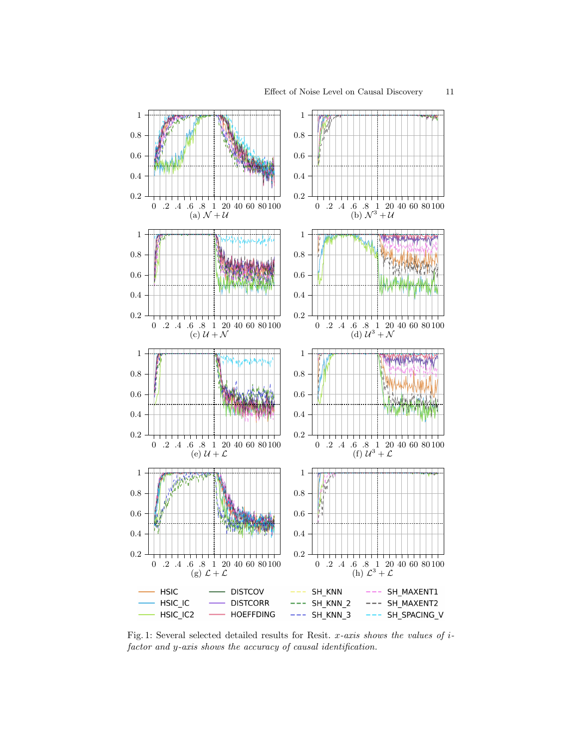(a) $\mathcal{N} + \mathcal{U}$

(b) $\mathcal{N}^3 + \mathcal{U}$

(c) $\mathcal{U} + \mathcal{N}$

(d) $\mathcal{U}^3 + \mathcal{N}$

(e) $\mathcal{U} + \mathcal{L}$

(f) $\mathcal{U}^3 + \mathcal{L}$

(g) $\mathcal{L} + \mathcal{L}$

(h) $\mathcal{L}^3 + \mathcal{L}$

HSIC, HSIC_IC, HSIC_IC2, DISTCOV, DISTCORR, HOEFFDING, SH_KNN, SH_KNN_2, SH_KNN_3, SH_MAXENT1, SH_MAXENT2, SH_SPACING_V

Fig. 1: Several selected detailed results for Resit. *x-axis shows the values of i-factor and y-axis shows the accuracy of causal identification.*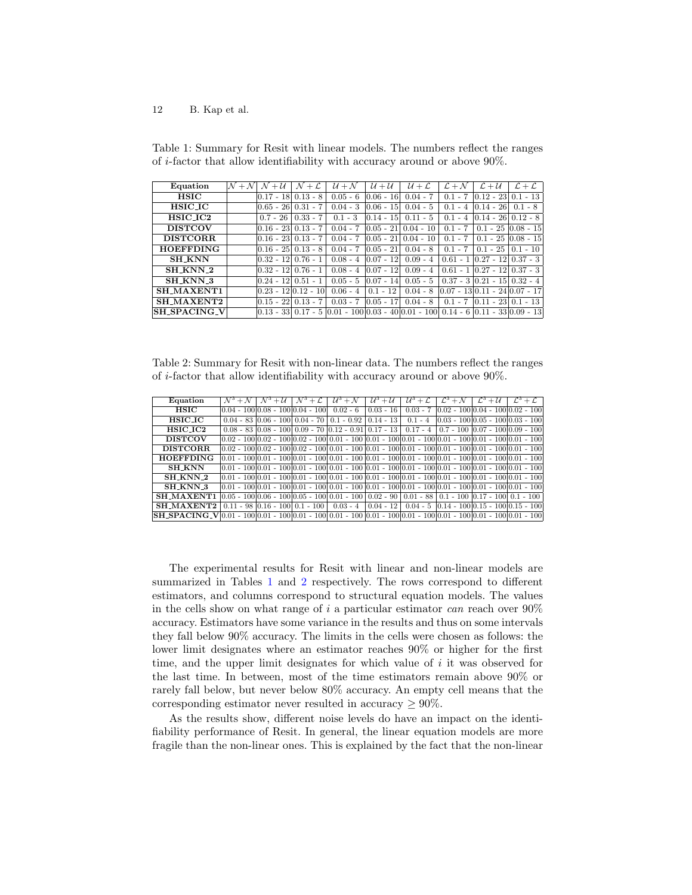Table 1: Summary for Resit with linear models. The numbers reflect the ranges of $i$-factor that allow identifiability with accuracy around or above 90%.

| Equation | $\mathcal{N}+\mathcal{N}$ | $\mathcal{N}+\mathcal{U}$ | $\mathcal{N}+\mathcal{L}$ | $\mathcal{U}+\mathcal{N}$ | $\mathcal{U}+\mathcal{U}$ | $\mathcal{U}+\mathcal{L}$ | $\mathcal{L}+\mathcal{N}$ | $\mathcal{L}+\mathcal{U}$ | $\mathcal{L}+\mathcal{L}$ |
|---|---|---|---|---|---|---|---|---|---|
| **HSIC** | | 0.17 - 18 | 0.13 - 8 | 0.05 - 6 | 0.06 - 16 | 0.04 - 7 | 0.1 - 7 | 0.12 - 23 | 0.1 - 13 |
| **HSIC_IC** | | 0.65 - 26 | 0.31 - 7 | 0.04 - 3 | 0.06 - 15 | 0.04 - 5 | 0.1 - 4 | 0.14 - 26 | 0.1 - 8 |
| **HSIC_IC2** | | 0.7 - 26 | 0.33 - 7 | 0.1 - 3 | 0.14 - 15 | 0.11 - 5 | 0.1 - 4 | 0.14 - 26 | 0.12 - 8 |
| **DISTCOV** | | 0.16 - 23 | 0.13 - 7 | 0.04 - 7 | 0.05 - 21 | 0.04 - 10 | 0.1 - 7 | 0.1 - 25 | 0.08 - 15 |
| **DISTCORR** | | 0.16 - 23 | 0.13 - 7 | 0.04 - 7 | 0.05 - 21 | 0.04 - 10 | 0.1 - 7 | 0.1 - 25 | 0.08 - 15 |
| **HOEFFDING** | | 0.16 - 25 | 0.13 - 8 | 0.04 - 7 | 0.05 - 21 | 0.04 - 8 | 0.1 - 7 | 0.1 - 25 | 0.1 - 10 |
| **SH_KNN** | | 0.32 - 12 | 0.76 - 1 | 0.08 - 4 | 0.07 - 12 | 0.09 - 4 | 0.61 - 1 | 0.27 - 12 | 0.37 - 3 |
| **SH_KNN_2** | | 0.32 - 12 | 0.76 - 1 | 0.08 - 4 | 0.07 - 12 | 0.09 - 4 | 0.61 - 1 | 0.27 - 12 | 0.37 - 3 |
| **SH_KNN_3** | | 0.24 - 12 | 0.51 - 1 | 0.05 - 5 | 0.07 - 14 | 0.05 - 5 | 0.37 - 3 | 0.21 - 15 | 0.32 - 4 |
| **SH_MAXENT1** | | 0.23 - 12 | 0.12 - 10 | 0.06 - 4 | 0.1 - 12 | 0.04 - 8 | 0.07 - 13 | 0.11 - 24 | 0.07 - 17 |
| **SH_MAXENT2** | | 0.15 - 22 | 0.13 - 7 | 0.03 - 7 | 0.05 - 17 | 0.04 - 8 | 0.1 - 7 | 0.11 - 23 | 0.1 - 13 |
| **SH_SPACING_V** | | 0.13 - 33 | 0.17 - 5 | 0.01 - 100 | 0.03 - 40 | 0.01 - 100 | 0.14 - 6 | 0.11 - 33 | 0.09 - 13 |

Table 2: Summary for Resit with non-linear data. The numbers reflect the ranges of $i$-factor that allow identifiability with accuracy around or above 90%.

| Equation | $\mathcal{N}^3+\mathcal{N}$ | $\mathcal{N}^3+\mathcal{U}$ | $\mathcal{N}^3+\mathcal{L}$ | $\mathcal{U}^3+\mathcal{N}$ | $\mathcal{U}^3+\mathcal{U}$ | $\mathcal{U}^3+\mathcal{L}$ | $\mathcal{L}^3+\mathcal{N}$ | $\mathcal{L}^3+\mathcal{U}$ | $\mathcal{L}^3+\mathcal{L}$ |
|---|---|---|---|---|---|---|---|---|---|
| **HSIC** | 0.04 - 100 | 0.08 - 100 | 0.04 - 100 | 0.02 - 6 | 0.03 - 16 | 0.03 - 7 | 0.02 - 100 | 0.04 - 100 | 0.02 - 100 |
| **HSIC_IC** | 0.04 - 83 | 0.06 - 100 | 0.04 - 70 | 0.1 - 0.92 | 0.14 - 13 | 0.1 - 4 | 0.03 - 100 | 0.05 - 100 | 0.03 - 100 |
| **HSIC_IC2** | 0.08 - 83 | 0.08 - 100 | 0.09 - 70 | 0.12 - 0.91 | 0.17 - 13 | 0.17 - 4 | 0.7 - 100 | 0.07 - 100 | 0.09 - 100 |
| **DISTCOV** | 0.02 - 100 | 0.02 - 100 | 0.02 - 100 | 0.01 - 100 | 0.01 - 100 | 0.01 - 100 | 0.01 - 100 | 0.01 - 100 | 0.01 - 100 |
| **DISTCORR** | 0.02 - 100 | 0.02 - 100 | 0.02 - 100 | 0.01 - 100 | 0.01 - 100 | 0.01 - 100 | 0.01 - 100 | 0.01 - 100 | 0.01 - 100 |
| **HOEFFDING** | 0.01 - 100 | 0.01 - 100 | 0.01 - 100 | 0.01 - 100 | 0.01 - 100 | 0.01 - 100 | 0.01 - 100 | 0.01 - 100 | 0.01 - 100 |
| **SH_KNN** | 0.01 - 100 | 0.01 - 100 | 0.01 - 100 | 0.01 - 100 | 0.01 - 100 | 0.01 - 100 | 0.01 - 100 | 0.01 - 100 | 0.01 - 100 |
| **SH_KNN_2** | 0.01 - 100 | 0.01 - 100 | 0.01 - 100 | 0.01 - 100 | 0.01 - 100 | 0.01 - 100 | 0.01 - 100 | 0.01 - 100 | 0.01 - 100 |
| **SH_KNN_3** | 0.01 - 100 | 0.01 - 100 | 0.01 - 100 | 0.01 - 100 | 0.01 - 100 | 0.01 - 100 | 0.01 - 100 | 0.01 - 100 | 0.01 - 100 |
| **SH_MAXENT1** | 0.05 - 100 | 0.06 - 100 | 0.05 - 100 | 0.01 - 100 | 0.02 - 90 | 0.01 - 88 | 0.1 - 100 | 0.17 - 100 | 0.1 - 100 |
| **SH_MAXENT2** | 0.11 - 98 | 0.16 - 100 | 0.1 - 100 | 0.03 - 4 | 0.04 - 12 | 0.04 - 5 | 0.14 - 100 | 0.15 - 100 | 0.15 - 100 |
| **SH_SPACING_V** | 0.01 - 100 | 0.01 - 100 | 0.01 - 100 | 0.01 - 100 | 0.01 - 100 | 0.01 - 100 | 0.01 - 100 | 0.01 - 100 | 0.01 - 100 |

The experimental results for Resit with linear and non-linear models are summarized in Tables 1 and 2 respectively. The rows correspond to different estimators, and columns correspond to structural equation models. The values in the cells show on what range of $i$ a particular estimator *can* reach over 90% accuracy. Estimators have some variance in the results and thus on some intervals they fall below 90% accuracy. The limits in the cells were chosen as follows: the lower limit designates where an estimator reaches 90% or higher for the first time, and the upper limit designates for which value of $i$ it was observed for the last time. In between, most of the time estimators remain above 90% or rarely fall below, but never below 80% accuracy. An empty cell means that the corresponding estimator never resulted in accuracy $\geq 90\%$.

As the results show, different noise levels do have an impact on the identifiability performance of Resit. In general, the linear equation models are more fragile than the non-linear ones. This is explained by the fact that the non-linear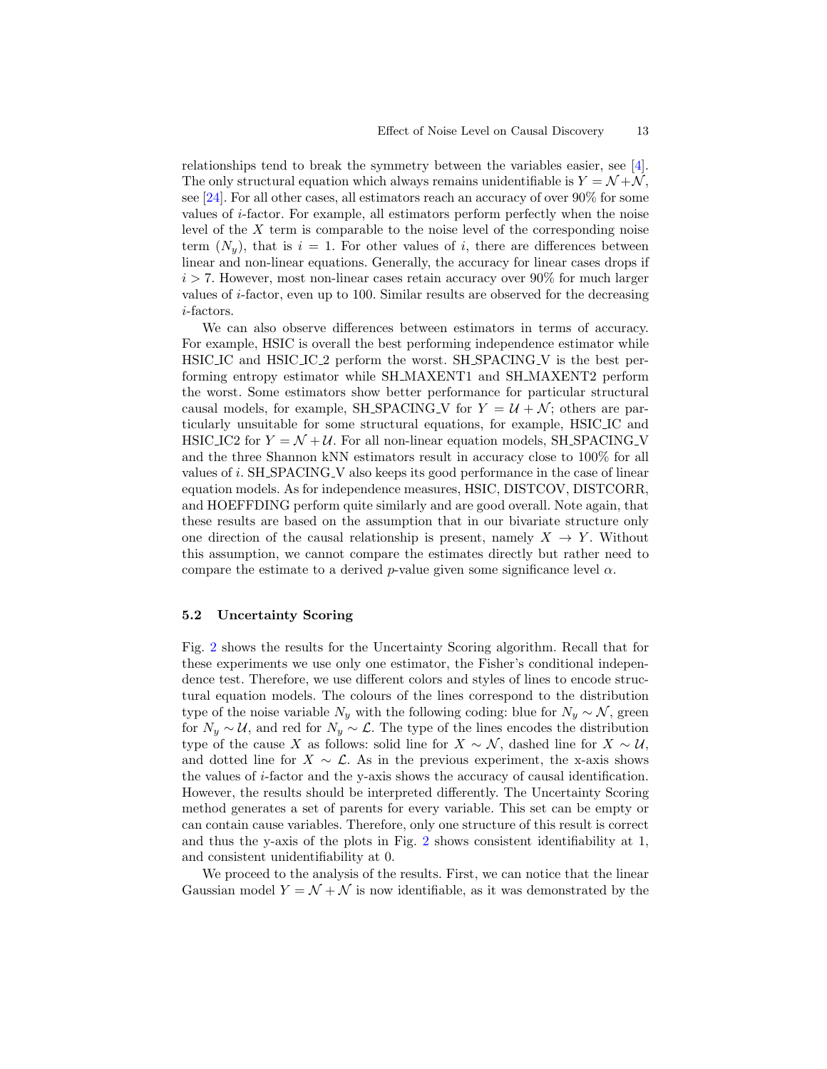relationships tend to break the symmetry between the variables easier, see [4]. The only structural equation which always remains unidentifiable is $Y = \mathcal{N} + \mathcal{N}$, see [24]. For all other cases, all estimators reach an accuracy of over 90% for some values of $i$-factor. For example, all estimators perform perfectly when the noise level of the $X$ term is comparable to the noise level of the corresponding noise term ($N_y$), that is $i = 1$. For other values of $i$, there are differences between linear and non-linear equations. Generally, the accuracy for linear cases drops if $i > 7$. However, most non-linear cases retain accuracy over 90% for much larger values of $i$-factor, even up to 100. Similar results are observed for the decreasing $i$-factors.

We can also observe differences between estimators in terms of accuracy. For example, HSIC is overall the best performing independence estimator while HSIC_IC and HSIC_IC_2 perform the worst. SH_SPACING_V is the best performing entropy estimator while SH_MAXENT1 and SH_MAXENT2 perform the worst. Some estimators show better performance for particular structural causal models, for example, SH_SPACING_V for $Y = \mathcal{U} + \mathcal{N}$; others are particularly unsuitable for some structural equations, for example, HSIC_IC and HSIC_IC2 for $Y = \mathcal{N} + \mathcal{U}$. For all non-linear equation models, SH_SPACING_V and the three Shannon kNN estimators result in accuracy close to 100% for all values of $i$. SH_SPACING_V also keeps its good performance in the case of linear equation models. As for independence measures, HSIC, DISTCOV, DISTCORR, and HOEFFDING perform quite similarly and are good overall. Note again, that these results are based on the assumption that in our bivariate structure only one direction of the causal relationship is present, namely $X \to Y$. Without this assumption, we cannot compare the estimates directly but rather need to compare the estimate to a derived $p$-value given some significance level $\alpha$.

### 5.2 Uncertainty Scoring

Fig. 2 shows the results for the Uncertainty Scoring algorithm. Recall that for these experiments we use only one estimator, the Fisher's conditional independence test. Therefore, we use different colors and styles of lines to encode structural equation models. The colours of the lines correspond to the distribution type of the noise variable $N_y$ with the following coding: blue for $N_y \sim \mathcal{N}$, green for $N_y \sim \mathcal{U}$, and red for $N_y \sim \mathcal{L}$. The type of the lines encodes the distribution type of the cause $X$ as follows: solid line for $X \sim \mathcal{N}$, dashed line for $X \sim \mathcal{U}$, and dotted line for $X \sim \mathcal{L}$. As in the previous experiment, the x-axis shows the values of $i$-factor and the y-axis shows the accuracy of causal identification. However, the results should be interpreted differently. The Uncertainty Scoring method generates a set of parents for every variable. This set can be empty or can contain cause variables. Therefore, only one structure of this result is correct and thus the y-axis of the plots in Fig. 2 shows consistent identifiability at 1, and consistent unidentifiability at 0.

We proceed to the analysis of the results. First, we can notice that the linear Gaussian model $Y = \mathcal{N} + \mathcal{N}$ is now identifiable, as it was demonstrated by the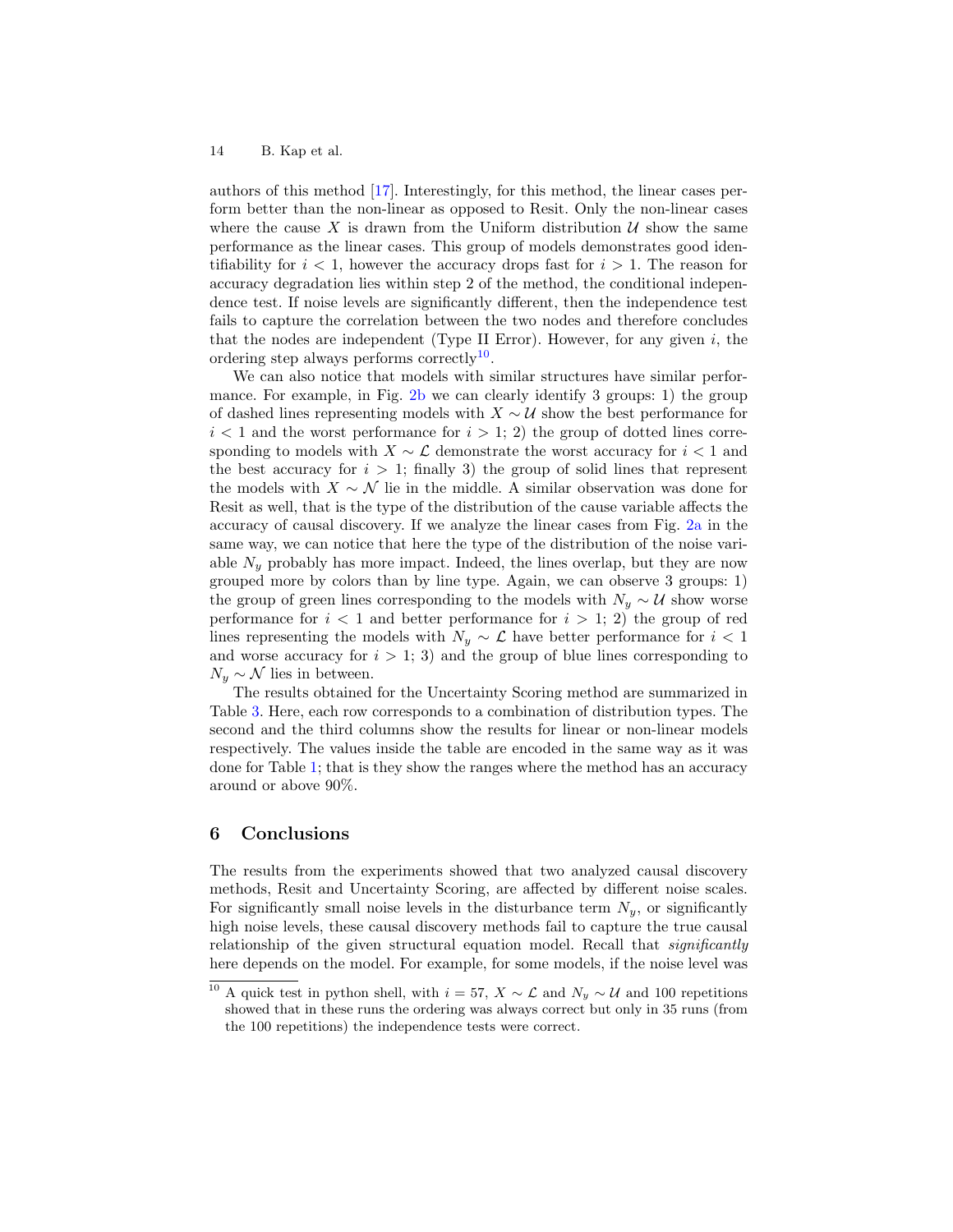authors of this method [17]. Interestingly, for this method, the linear cases perform better than the non-linear as opposed to Resit. Only the non-linear cases where the cause $X$ is drawn from the Uniform distribution $\mathcal{U}$ show the same performance as the linear cases. This group of models demonstrates good identifiability for $i < 1$, however the accuracy drops fast for $i > 1$. The reason for accuracy degradation lies within step 2 of the method, the conditional independence test. If noise levels are significantly different, then the independence test fails to capture the correlation between the two nodes and therefore concludes that the nodes are independent (Type II Error). However, for any given $i$, the ordering step always performs correctly[10].

We can also notice that models with similar structures have similar performance. For example, in Fig. 2b we can clearly identify 3 groups: 1) the group of dashed lines representing models with $X \sim \mathcal{U}$ show the best performance for $i < 1$ and the worst performance for $i > 1$; 2) the group of dotted lines corresponding to models with $X \sim \mathcal{L}$ demonstrate the worst accuracy for $i < 1$ and the best accuracy for $i > 1$; finally 3) the group of solid lines that represent the models with $X \sim \mathcal{N}$ lie in the middle. A similar observation was done for Resit as well, that is the type of the distribution of the cause variable affects the accuracy of causal discovery. If we analyze the linear cases from Fig. 2a in the same way, we can notice that here the type of the distribution of the noise variable $N_y$ probably has more impact. Indeed, the lines overlap, but they are now grouped more by colors than by line type. Again, we can observe 3 groups: 1) the group of green lines corresponding to the models with $N_y \sim \mathcal{U}$ show worse performance for $i < 1$ and better performance for $i > 1$; 2) the group of red lines representing the models with $N_y \sim \mathcal{L}$ have better performance for $i < 1$ and worse accuracy for $i > 1$; 3) and the group of blue lines corresponding to $N_y \sim \mathcal{N}$ lies in between.

The results obtained for the Uncertainty Scoring method are summarized in Table 3. Here, each row corresponds to a combination of distribution types. The second and the third columns show the results for linear or non-linear models respectively. The values inside the table are encoded in the same way as it was done for Table 1; that is they show the ranges where the method has an accuracy around or above 90%.

## 6 Conclusions

The results from the experiments showed that two analyzed causal discovery methods, Resit and Uncertainty Scoring, are affected by different noise scales. For significantly small noise levels in the disturbance term $N_y$, or significantly high noise levels, these causal discovery methods fail to capture the true causal relationship of the given structural equation model. Recall that *significantly* here depends on the model. For example, for some models, if the noise level was

[10] A quick test in python shell, with $i = 57$, $X \sim \mathcal{L}$ and $N_y \sim \mathcal{U}$ and 100 repetitions showed that in these runs the ordering was always correct but only in 35 runs (from the 100 repetitions) the independence tests were correct.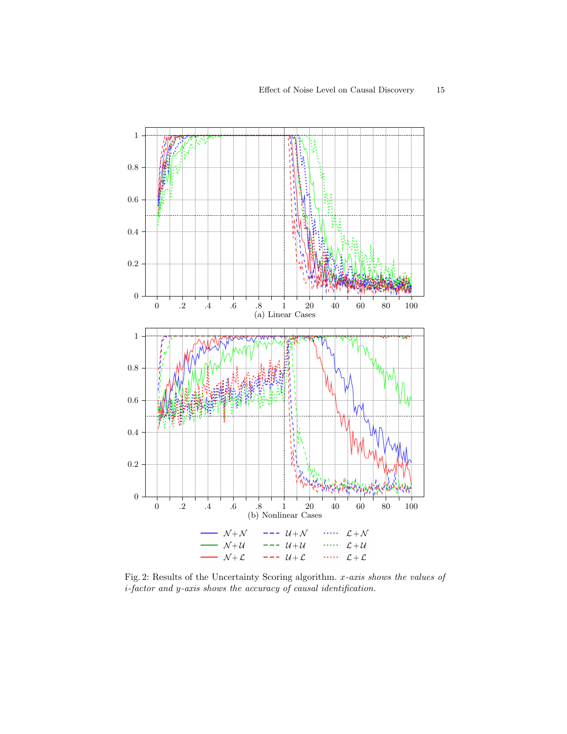(a) Linear Cases

(b) Nonlinear Cases

$\mathcal{N}+\mathcal{N}$ $\mathcal{U}+\mathcal{N}$ $\mathcal{L}+\mathcal{N}$

$\mathcal{N}+\mathcal{U}$ $\mathcal{U}+\mathcal{U}$ $\mathcal{L}+\mathcal{U}$

$\mathcal{N}+\mathcal{L}$ $\mathcal{U}+\mathcal{L}$ $\mathcal{L}+\mathcal{L}$

Fig. 2: Results of the Uncertainty Scoring algorithm. *x-axis shows the values of i-factor and y-axis shows the accuracy of causal identification.*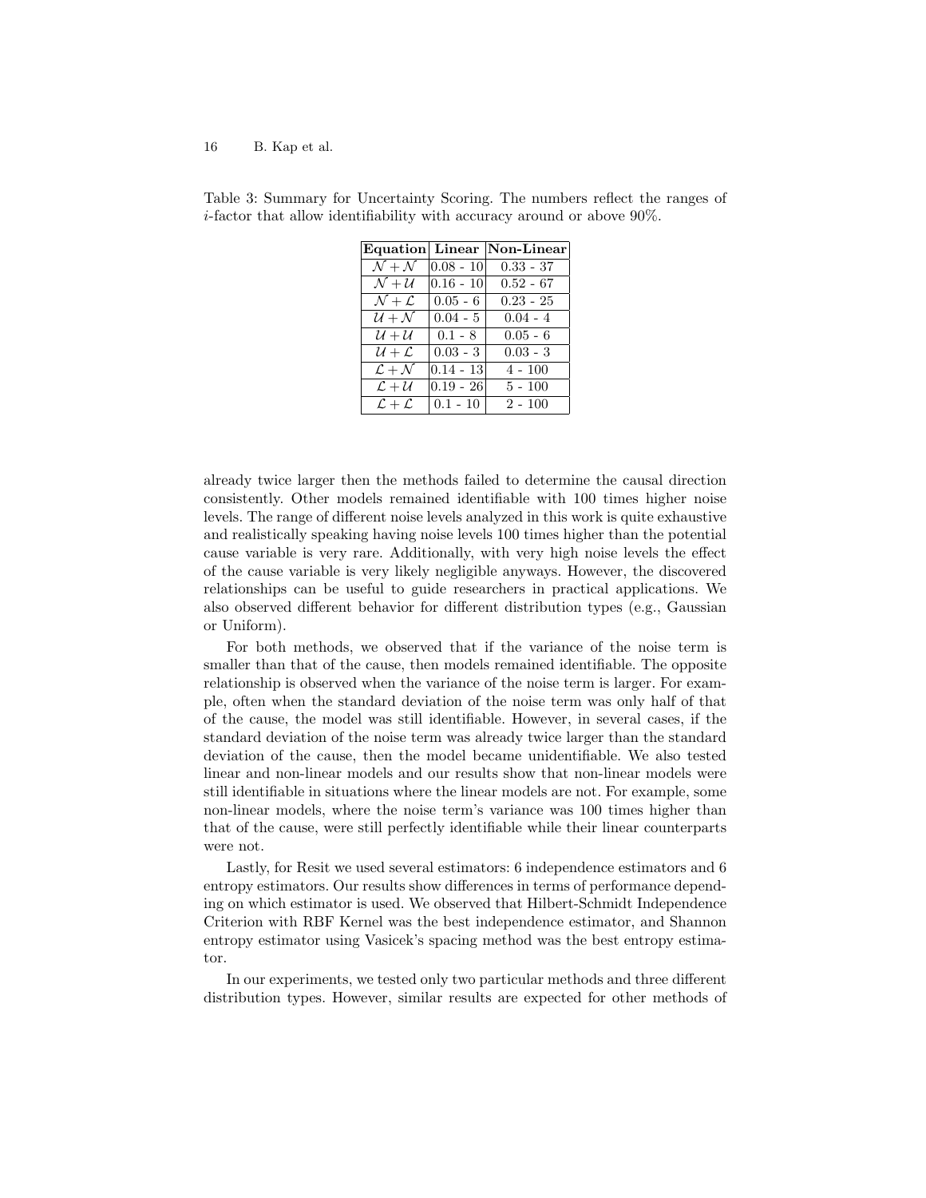Table 3: Summary for Uncertainty Scoring. The numbers reflect the ranges of $i$-factor that allow identifiability with accuracy around or above 90%.

| **Equation** | **Linear** | **Non-Linear** |
| --- | --- | --- |
| $\mathcal{N} + \mathcal{N}$ | 0.08 - 10 | 0.33 - 37 |
| $\mathcal{N} + \mathcal{U}$ | 0.16 - 10 | 0.52 - 67 |
| $\mathcal{N} + \mathcal{L}$ | 0.05 - 6 | 0.23 - 25 |
| $\mathcal{U} + \mathcal{N}$ | 0.04 - 5 | 0.04 - 4 |
| $\mathcal{U} + \mathcal{U}$ | 0.1 - 8 | 0.05 - 6 |
| $\mathcal{U} + \mathcal{L}$ | 0.03 - 3 | 0.03 - 3 |
| $\mathcal{L} + \mathcal{N}$ | 0.14 - 13 | 4 - 100 |
| $\mathcal{L} + \mathcal{U}$ | 0.19 - 26 | 5 - 100 |
| $\mathcal{L} + \mathcal{L}$ | 0.1 - 10 | 2 - 100 |

already twice larger then the methods failed to determine the causal direction consistently. Other models remained identifiable with 100 times higher noise levels. The range of different noise levels analyzed in this work is quite exhaustive and realistically speaking having noise levels 100 times higher than the potential cause variable is very rare. Additionally, with very high noise levels the effect of the cause variable is very likely negligible anyways. However, the discovered relationships can be useful to guide researchers in practical applications. We also observed different behavior for different distribution types (e.g., Gaussian or Uniform).

For both methods, we observed that if the variance of the noise term is smaller than that of the cause, then models remained identifiable. The opposite relationship is observed when the variance of the noise term is larger. For example, often when the standard deviation of the noise term was only half of that of the cause, the model was still identifiable. However, in several cases, if the standard deviation of the noise term was already twice larger than the standard deviation of the cause, then the model became unidentifiable. We also tested linear and non-linear models and our results show that non-linear models were still identifiable in situations where the linear models are not. For example, some non-linear models, where the noise term's variance was 100 times higher than that of the cause, were still perfectly identifiable while their linear counterparts were not.

Lastly, for Resit we used several estimators: 6 independence estimators and 6 entropy estimators. Our results show differences in terms of performance depending on which estimator is used. We observed that Hilbert-Schmidt Independence Criterion with RBF Kernel was the best independence estimator, and Shannon entropy estimator using Vasicek's spacing method was the best entropy estimator.

In our experiments, we tested only two particular methods and three different distribution types. However, similar results are expected for other methods of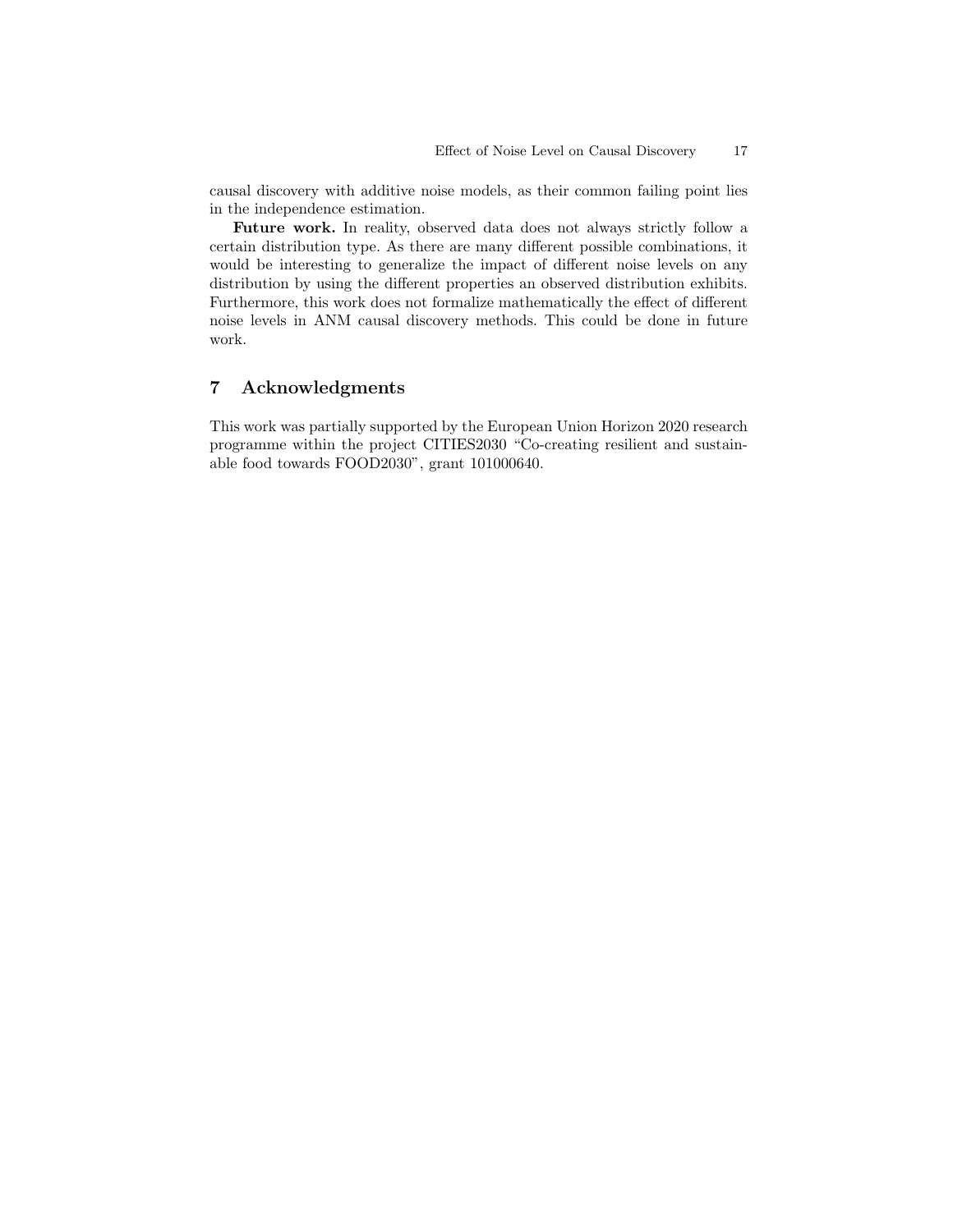causal discovery with additive noise models, as their common failing point lies in the independence estimation.

**Future work.** In reality, observed data does not always strictly follow a certain distribution type. As there are many different possible combinations, it would be interesting to generalize the impact of different noise levels on any distribution by using the different properties an observed distribution exhibits. Furthermore, this work does not formalize mathematically the effect of different noise levels in ANM causal discovery methods. This could be done in future work.

## 7 Acknowledgments

This work was partially supported by the European Union Horizon 2020 research programme within the project CITIES2030 "Co-creating resilient and sustainable food towards FOOD2030", grant 101000640.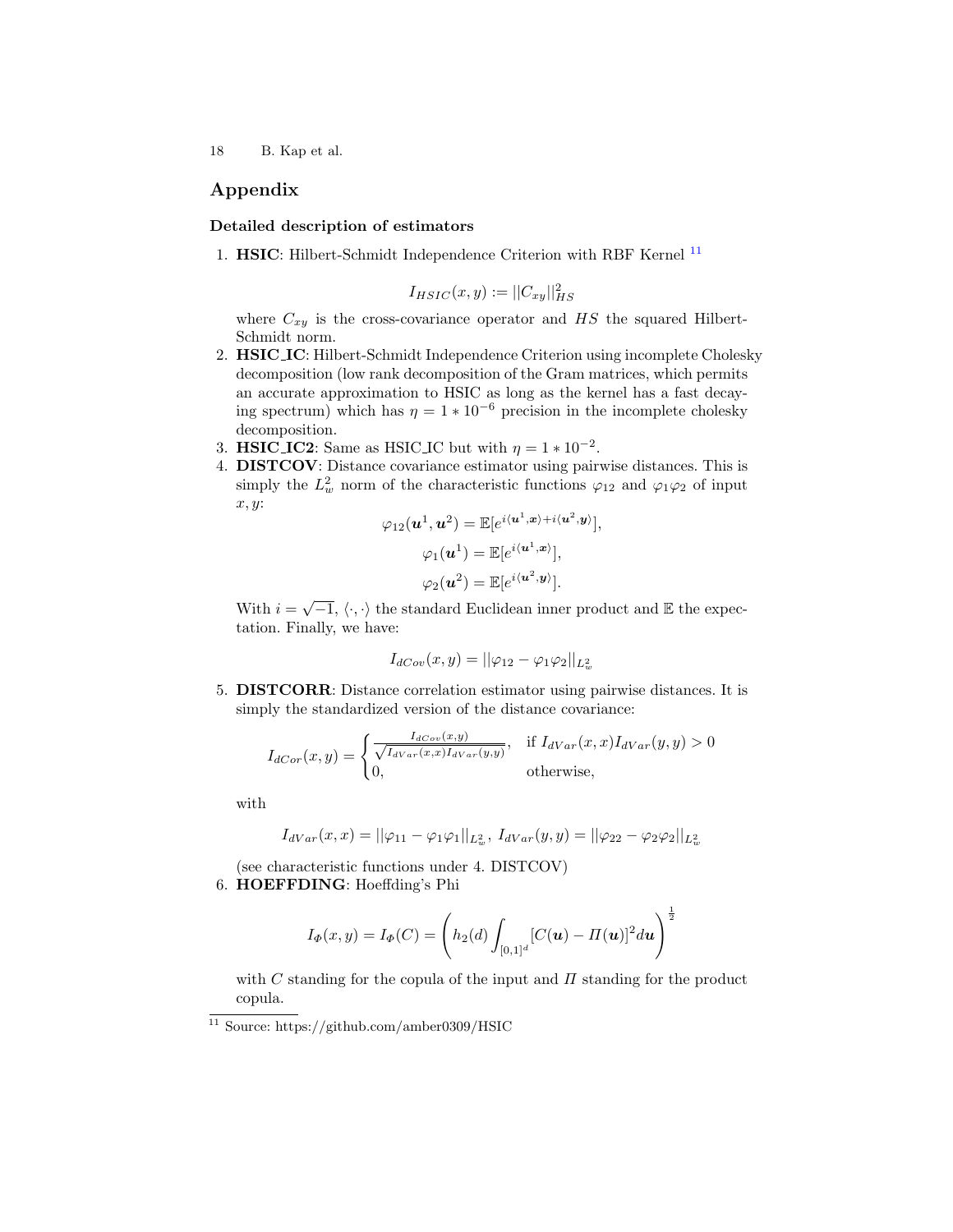## Appendix

### Detailed description of estimators

1. **HSIC**: Hilbert-Schmidt Independence Criterion with RBF Kernel [11]

$$I_{HSIC}(x, y) := ||C_{xy}||_{HS}^2$$

where $C_{xy}$ is the cross-covariance operator and $HS$ the squared Hilbert-Schmidt norm.

2. **HSIC_IC**: Hilbert-Schmidt Independence Criterion using incomplete Cholesky decomposition (low rank decomposition of the Gram matrices, which permits an accurate approximation to HSIC as long as the kernel has a fast decaying spectrum) which has $\eta = 1 * 10^{-6}$ precision in the incomplete cholesky decomposition.
3. **HSIC_IC2**: Same as HSIC_IC but with $\eta = 1 * 10^{-2}$.
4. **DISTCOV**: Distance covariance estimator using pairwise distances. This is simply the $L_w^2$ norm of the characteristic functions $\varphi_{12}$ and $\varphi_1\varphi_2$ of input $x, y$:

$$\varphi_{12}(\boldsymbol{u}^1, \boldsymbol{u}^2) = \mathbb{E}[e^{i\langle \boldsymbol{u}^1, \boldsymbol{x}\rangle + i\langle \boldsymbol{u}^2, \boldsymbol{y}\rangle}],$$
$$\varphi_1(\boldsymbol{u}^1) = \mathbb{E}[e^{i\langle \boldsymbol{u}^1, \boldsymbol{x}\rangle}],$$
$$\varphi_2(\boldsymbol{u}^2) = \mathbb{E}[e^{i\langle \boldsymbol{u}^2, \boldsymbol{y}\rangle}].$$

With $i = \sqrt{-1}$, $\langle \cdot, \cdot \rangle$ the standard Euclidean inner product and $\mathbb{E}$ the expectation. Finally, we have:

$$I_{dCov}(x, y) = ||\varphi_{12} - \varphi_1\varphi_2||_{L_w^2}$$

5. **DISTCORR**: Distance correlation estimator using pairwise distances. It is simply the standardized version of the distance covariance:

$$I_{dCor}(x, y) = \begin{cases} \frac{I_{dCov}(x,y)}{\sqrt{I_{dVar}(x,x) I_{dVar}(y,y)}}, & \text{if } I_{dVar}(x,x) I_{dVar}(y,y) > 0 \\ 0, & \text{otherwise,} \end{cases}$$

with

$$I_{dVar}(x, x) = ||\varphi_{11} - \varphi_1\varphi_1||_{L_w^2},\ I_{dVar}(y, y) = ||\varphi_{22} - \varphi_2\varphi_2||_{L_w^2}$$

(see characteristic functions under 4. DISTCOV)

6. **HOEFFDING**: Hoeffding's Phi

$$I_{\Phi}(x, y) = I_{\Phi}(C) = \left( h_2(d) \int_{[0,1]^d} [C(\boldsymbol{u}) - \Pi(\boldsymbol{u})]^2 d\boldsymbol{u} \right)^{\frac{1}{2}}$$

with $C$ standing for the copula of the input and $\Pi$ standing for the product copula.

[11] Source: https://github.com/amber0309/HSIC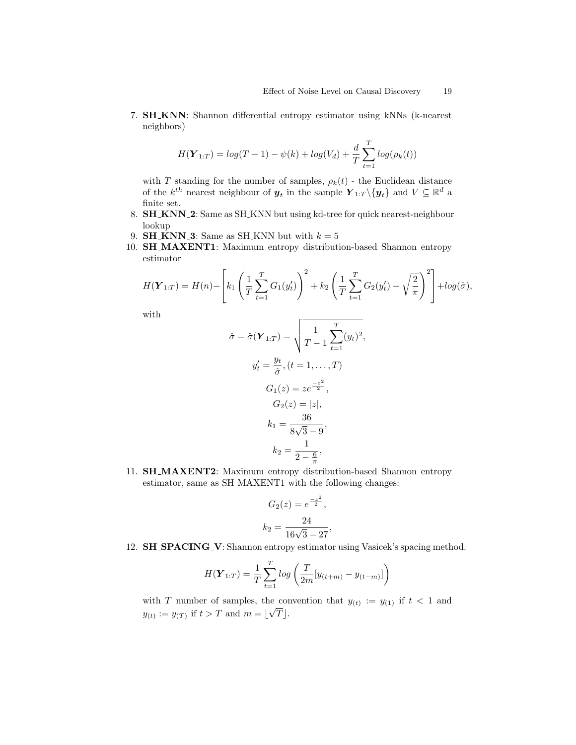7. **SH_KNN**: Shannon differential entropy estimator using kNNs (k-nearest neighbors)

$$H(\boldsymbol{Y}_{1:T}) = log(T-1) - \psi(k) + log(V_d) + \frac{d}{T}\sum_{t=1}^{T} log(\rho_k(t))$$

with $T$ standing for the number of samples, $\rho_k(t)$ - the Euclidean distance of the $k^{th}$ nearest neighbour of $\boldsymbol{y}_t$ in the sample $\boldsymbol{Y}_{1:T} \backslash \{\boldsymbol{y}_t\}$ and $V \subseteq \mathbb{R}^d$ a finite set.

8. **SH_KNN_2**: Same as SH_KNN but using kd-tree for quick nearest-neighbour lookup
9. **SH_KNN_3**: Same as SH_KNN but with $k = 5$
10. **SH_MAXENT1**: Maximum entropy distribution-based Shannon entropy estimator

$$H(\boldsymbol{Y}_{1:T}) = H(n) - \left[k_1\left(\frac{1}{T}\sum_{t=1}^{T} G_1(y'_t)\right)^2 + k_2\left(\frac{1}{T}\sum_{t=1}^{T} G_2(y'_t) - \sqrt{\frac{2}{\pi}}\right)^2\right] + log(\hat{\sigma}),$$

with

$$\hat{\sigma} = \hat{\sigma}(\boldsymbol{Y}_{1:T}) = \sqrt{\frac{1}{T-1}\sum_{t=1}^{T}(y_t)^2},$$

$$y'_t = \frac{y_t}{\hat{\sigma}}, (t = 1, \ldots, T)$$

$$G_1(z) = ze^{\frac{-z^2}{2}},$$

$$G_2(z) = |z|,$$

$$k_1 = \frac{36}{8\sqrt{3}-9},$$

$$k_2 = \frac{1}{2-\frac{6}{\pi}},$$

11. **SH_MAXENT2**: Maximum entropy distribution-based Shannon entropy estimator, same as SH_MAXENT1 with the following changes:

$$G_2(z) = e^{\frac{-z^2}{2}},$$

$$k_2 = \frac{24}{16\sqrt{3}-27},$$

12. **SH_SPACING_V**: Shannon entropy estimator using Vasicek's spacing method.

$$H(\boldsymbol{Y}_{1:T}) = \frac{1}{T}\sum_{t=1}^{T} log\left(\frac{T}{2m}[y_{(t+m)} - y_{(t-m)}]\right)$$

with $T$ number of samples, the convention that $y_{(t)} := y_{(1)}$ if $t < 1$ and $y_{(t)} := y_{(T)}$ if $t > T$ and $m = \lfloor\sqrt{T}\rfloor$.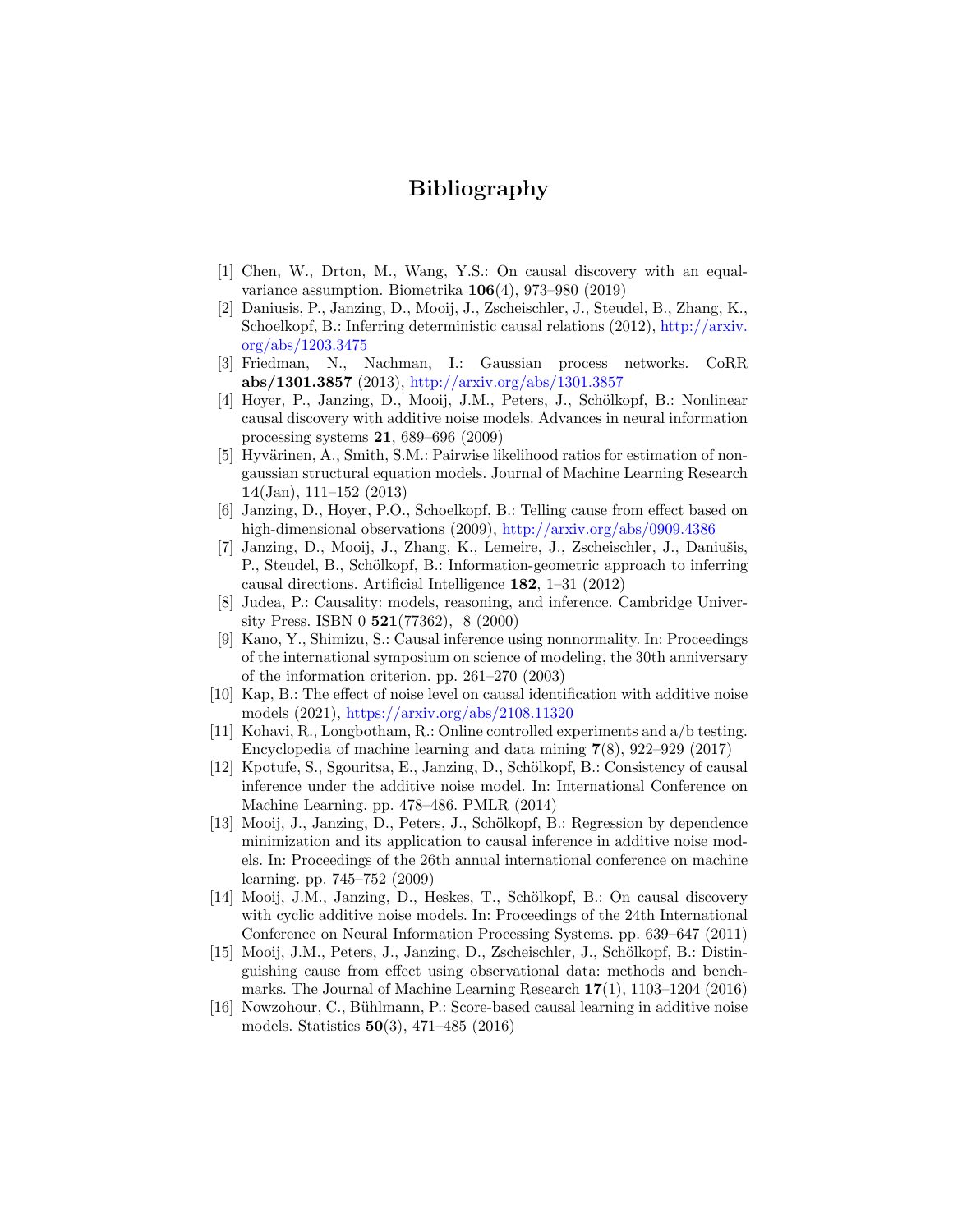# Bibliography

[1] Chen, W., Drton, M., Wang, Y.S.: On causal discovery with an equal-variance assumption. Biometrika **106**(4), 973–980 (2019)

[2] Daniusis, P., Janzing, D., Mooij, J., Zscheischler, J., Steudel, B., Zhang, K., Schoelkopf, B.: Inferring deterministic causal relations (2012), http://arxiv.org/abs/1203.3475

[3] Friedman, N., Nachman, I.: Gaussian process networks. CoRR **abs/1301.3857** (2013), http://arxiv.org/abs/1301.3857

[4] Hoyer, P., Janzing, D., Mooij, J.M., Peters, J., Schölkopf, B.: Nonlinear causal discovery with additive noise models. Advances in neural information processing systems **21**, 689–696 (2009)

[5] Hyvärinen, A., Smith, S.M.: Pairwise likelihood ratios for estimation of non-gaussian structural equation models. Journal of Machine Learning Research **14**(Jan), 111–152 (2013)

[6] Janzing, D., Hoyer, P.O., Schoelkopf, B.: Telling cause from effect based on high-dimensional observations (2009), http://arxiv.org/abs/0909.4386

[7] Janzing, D., Mooij, J., Zhang, K., Lemeire, J., Zscheischler, J., Daniušis, P., Steudel, B., Schölkopf, B.: Information-geometric approach to inferring causal directions. Artificial Intelligence **182**, 1–31 (2012)

[8] Judea, P.: Causality: models, reasoning, and inference. Cambridge University Press. ISBN 0 **521**(77362), 8 (2000)

[9] Kano, Y., Shimizu, S.: Causal inference using nonnormality. In: Proceedings of the international symposium on science of modeling, the 30th anniversary of the information criterion. pp. 261–270 (2003)

[10] Kap, B.: The effect of noise level on causal identification with additive noise models (2021), https://arxiv.org/abs/2108.11320

[11] Kohavi, R., Longbotham, R.: Online controlled experiments and a/b testing. Encyclopedia of machine learning and data mining **7**(8), 922–929 (2017)

[12] Kpotufe, S., Sgouritsa, E., Janzing, D., Schölkopf, B.: Consistency of causal inference under the additive noise model. In: International Conference on Machine Learning. pp. 478–486. PMLR (2014)

[13] Mooij, J., Janzing, D., Peters, J., Schölkopf, B.: Regression by dependence minimization and its application to causal inference in additive noise models. In: Proceedings of the 26th annual international conference on machine learning. pp. 745–752 (2009)

[14] Mooij, J.M., Janzing, D., Heskes, T., Schölkopf, B.: On causal discovery with cyclic additive noise models. In: Proceedings of the 24th International Conference on Neural Information Processing Systems. pp. 639–647 (2011)

[15] Mooij, J.M., Peters, J., Janzing, D., Zscheischler, J., Schölkopf, B.: Distinguishing cause from effect using observational data: methods and benchmarks. The Journal of Machine Learning Research **17**(1), 1103–1204 (2016)

[16] Nowzohour, C., Bühlmann, P.: Score-based causal learning in additive noise models. Statistics **50**(3), 471–485 (2016)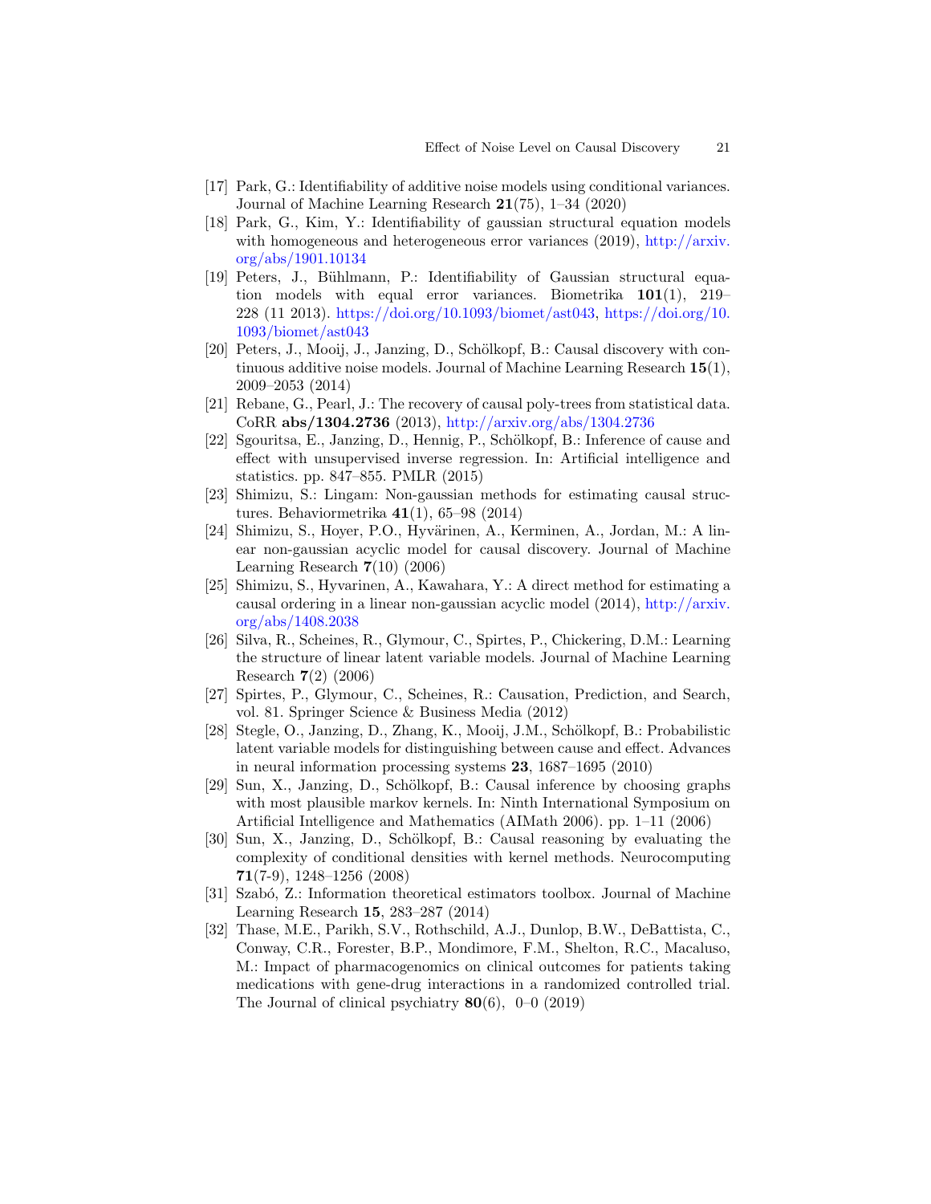[17] Park, G.: Identifiability of additive noise models using conditional variances. Journal of Machine Learning Research **21**(75), 1–34 (2020)

[18] Park, G., Kim, Y.: Identifiability of gaussian structural equation models with homogeneous and heterogeneous error variances (2019), http://arxiv.org/abs/1901.10134

[19] Peters, J., Bühlmann, P.: Identifiability of Gaussian structural equation models with equal error variances. Biometrika **101**(1), 219–228 (11 2013). https://doi.org/10.1093/biomet/ast043, https://doi.org/10.1093/biomet/ast043

[20] Peters, J., Mooij, J., Janzing, D., Schölkopf, B.: Causal discovery with continuous additive noise models. Journal of Machine Learning Research **15**(1), 2009–2053 (2014)

[21] Rebane, G., Pearl, J.: The recovery of causal poly-trees from statistical data. CoRR **abs/1304.2736** (2013), http://arxiv.org/abs/1304.2736

[22] Sgouritsa, E., Janzing, D., Hennig, P., Schölkopf, B.: Inference of cause and effect with unsupervised inverse regression. In: Artificial intelligence and statistics. pp. 847–855. PMLR (2015)

[23] Shimizu, S.: Lingam: Non-gaussian methods for estimating causal structures. Behaviormetrika **41**(1), 65–98 (2014)

[24] Shimizu, S., Hoyer, P.O., Hyvärinen, A., Kerminen, A., Jordan, M.: A linear non-gaussian acyclic model for causal discovery. Journal of Machine Learning Research **7**(10) (2006)

[25] Shimizu, S., Hyvarinen, A., Kawahara, Y.: A direct method for estimating a causal ordering in a linear non-gaussian acyclic model (2014), http://arxiv.org/abs/1408.2038

[26] Silva, R., Scheines, R., Glymour, C., Spirtes, P., Chickering, D.M.: Learning the structure of linear latent variable models. Journal of Machine Learning Research **7**(2) (2006)

[27] Spirtes, P., Glymour, C., Scheines, R.: Causation, Prediction, and Search, vol. 81. Springer Science & Business Media (2012)

[28] Stegle, O., Janzing, D., Zhang, K., Mooij, J.M., Schölkopf, B.: Probabilistic latent variable models for distinguishing between cause and effect. Advances in neural information processing systems **23**, 1687–1695 (2010)

[29] Sun, X., Janzing, D., Schölkopf, B.: Causal inference by choosing graphs with most plausible markov kernels. In: Ninth International Symposium on Artificial Intelligence and Mathematics (AIMath 2006). pp. 1–11 (2006)

[30] Sun, X., Janzing, D., Schölkopf, B.: Causal reasoning by evaluating the complexity of conditional densities with kernel methods. Neurocomputing **71**(7-9), 1248–1256 (2008)

[31] Szabó, Z.: Information theoretical estimators toolbox. Journal of Machine Learning Research **15**, 283–287 (2014)

[32] Thase, M.E., Parikh, S.V., Rothschild, A.J., Dunlop, B.W., DeBattista, C., Conway, C.R., Forester, B.P., Mondimore, F.M., Shelton, R.C., Macaluso, M.: Impact of pharmacogenomics on clinical outcomes for patients taking medications with gene-drug interactions in a randomized controlled trial. The Journal of clinical psychiatry **80**(6), 0–0 (2019)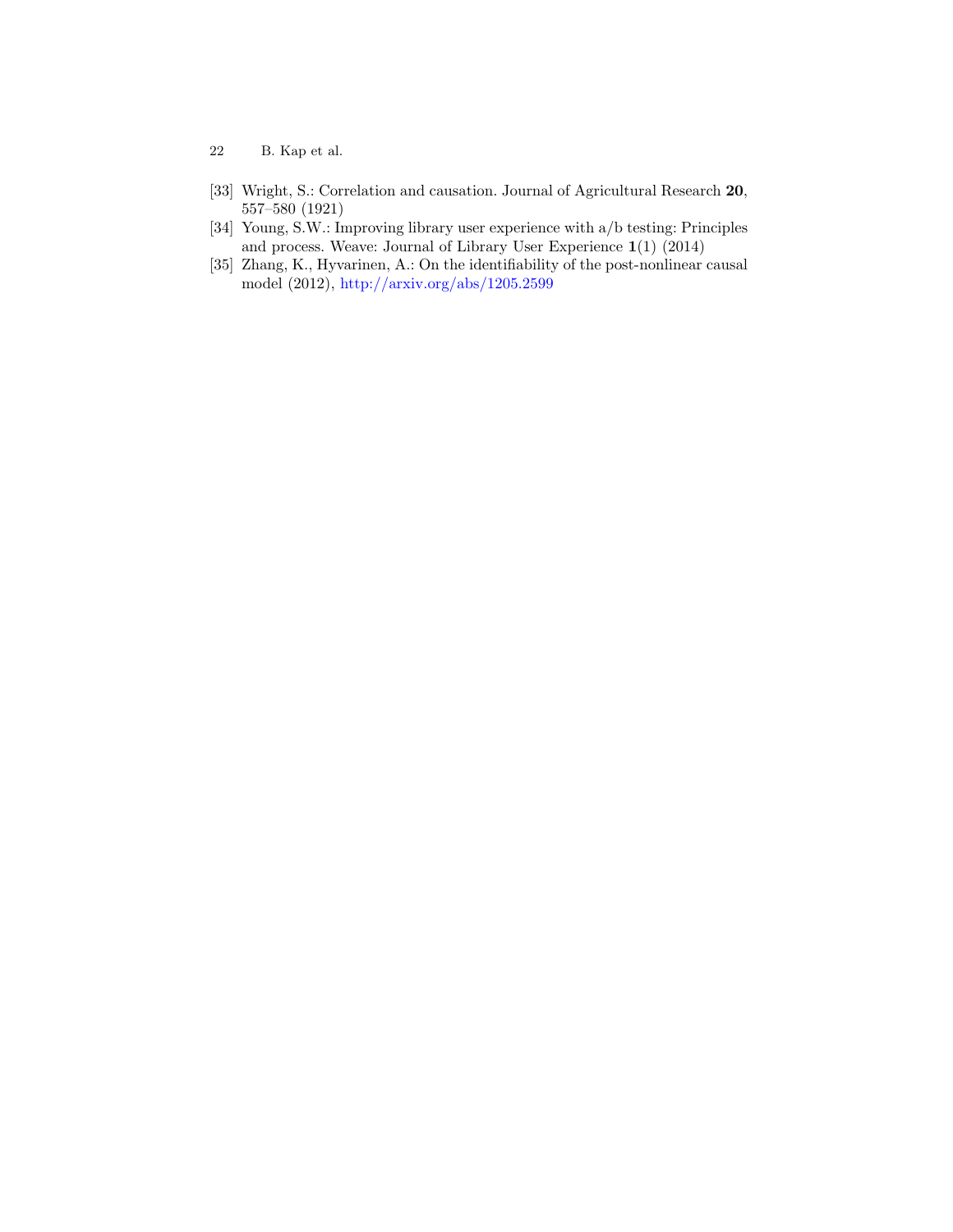[33] Wright, S.: Correlation and causation. Journal of Agricultural Research **20**, 557–580 (1921)

[34] Young, S.W.: Improving library user experience with a/b testing: Principles and process. Weave: Journal of Library User Experience **1**(1) (2014)

[35] Zhang, K., Hyvarinen, A.: On the identifiability of the post-nonlinear causal model (2012), http://arxiv.org/abs/1205.2599